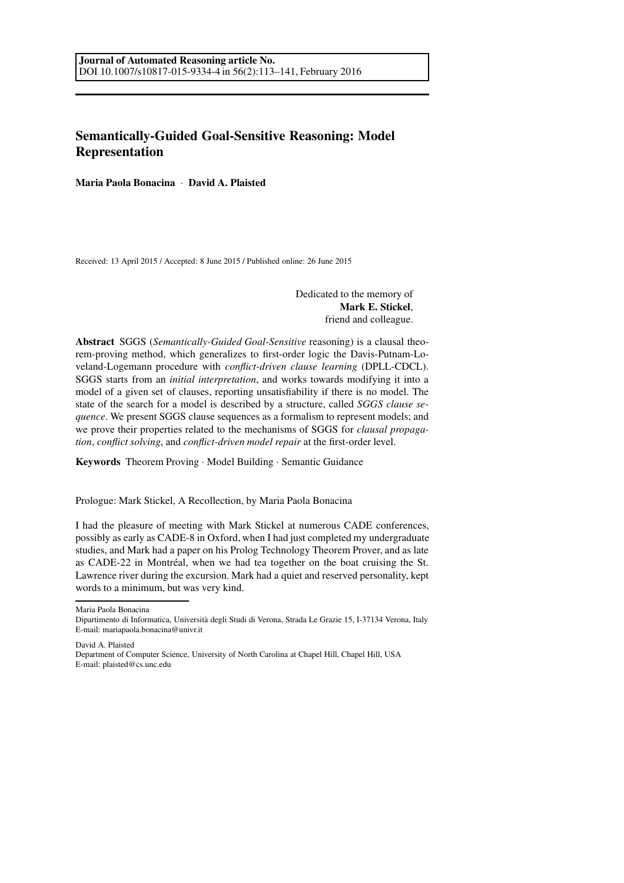**Journal of Automated Reasoning article No.**
DOI 10.1007/s10817-015-9334-4 in 56(2):113–141, February 2016

# Semantically-Guided Goal-Sensitive Reasoning: Model Representation

**Maria Paola Bonacina** · **David A. Plaisted**

Received: 13 April 2015 / Accepted: 8 June 2015 / Published online: 26 June 2015

Dedicated to the memory of
**Mark E. Stickel**,
friend and colleague.

**Abstract** SGGS (*Semantically-Guided Goal-Sensitive* reasoning) is a clausal theorem-proving method, which generalizes to first-order logic the Davis-Putnam-Logeland-Logemann procedure with *conflict-driven clause learning* (DPLL-CDCL). SGGS starts from an *initial interpretation*, and works towards modifying it into a model of a given set of clauses, reporting unsatisfiability if there is no model. The state of the search for a model is described by a structure, called *SGGS clause sequence*. We present SGGS clause sequences as a formalism to represent models; and we prove their properties related to the mechanisms of SGGS for *clausal propagation*, *conflict solving*, and *conflict-driven model repair* at the first-order level.

**Keywords** Theorem Proving · Model Building · Semantic Guidance

Prologue: Mark Stickel, A Recollection, by Maria Paola Bonacina

I had the pleasure of meeting with Mark Stickel at numerous CADE conferences, possibly as early as CADE-8 in Oxford, when I had just completed my undergraduate studies, and Mark had a paper on his Prolog Technology Theorem Prover, and as late as CADE-22 in Montréal, when we had tea together on the boat cruising the St. Lawrence river during the excursion. Mark had a quiet and reserved personality, kept words to a minimum, but was very kind.

Maria Paola Bonacina
Dipartimento di Informatica, Università degli Studi di Verona, Strada Le Grazie 15, I-37134 Verona, Italy
E-mail: mariapaola.bonacina@univr.it

David A. Plaisted
Department of Computer Science, University of North Carolina at Chapel Hill, Chapel Hill, USA
E-mail: plaisted@cs.unc.edu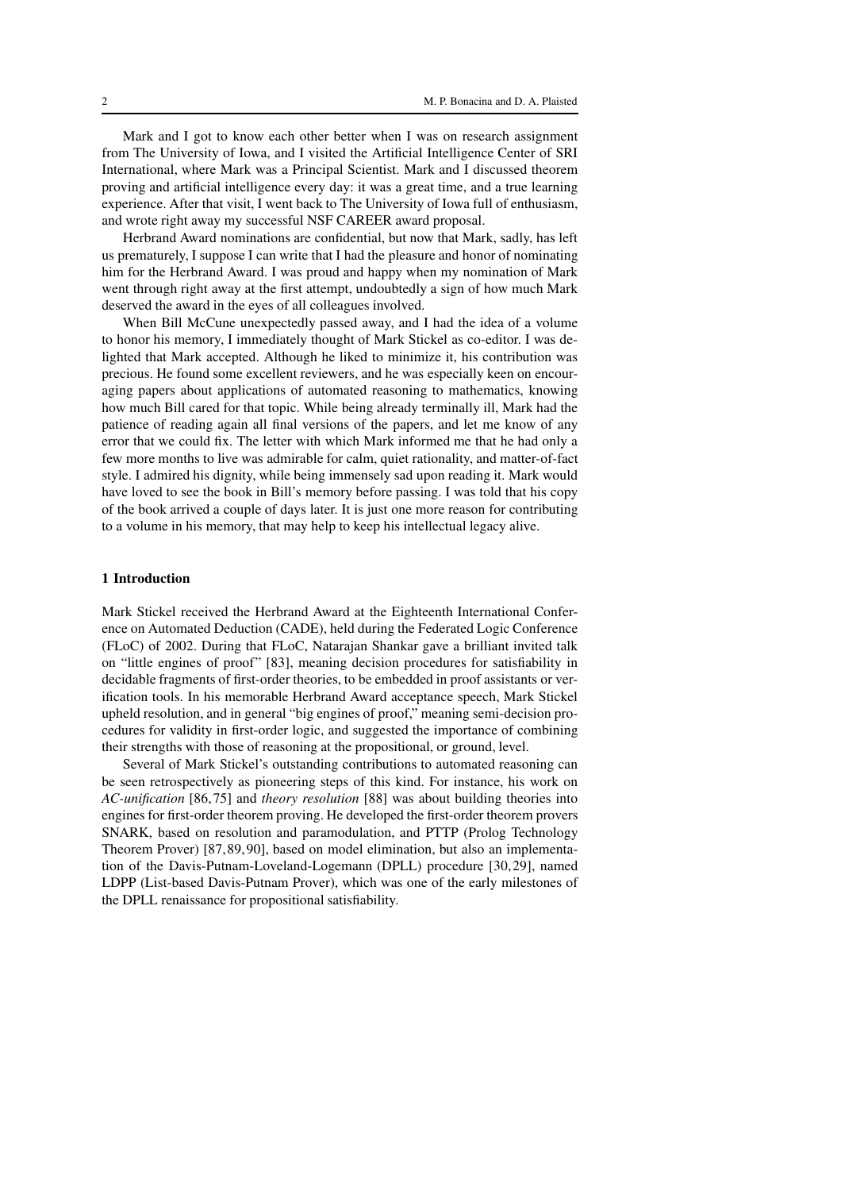Mark and I got to know each other better when I was on research assignment from The University of Iowa, and I visited the Artificial Intelligence Center of SRI International, where Mark was a Principal Scientist. Mark and I discussed theorem proving and artificial intelligence every day: it was a great time, and a true learning experience. After that visit, I went back to The University of Iowa full of enthusiasm, and wrote right away my successful NSF CAREER award proposal.

Herbrand Award nominations are confidential, but now that Mark, sadly, has left us prematurely, I suppose I can write that I had the pleasure and honor of nominating him for the Herbrand Award. I was proud and happy when my nomination of Mark went through right away at the first attempt, undoubtedly a sign of how much Mark deserved the award in the eyes of all colleagues involved.

When Bill McCune unexpectedly passed away, and I had the idea of a volume to honor his memory, I immediately thought of Mark Stickel as co-editor. I was delighted that Mark accepted. Although he liked to minimize it, his contribution was precious. He found some excellent reviewers, and he was especially keen on encouraging papers about applications of automated reasoning to mathematics, knowing how much Bill cared for that topic. While being already terminally ill, Mark had the patience of reading again all final versions of the papers, and let me know of any error that we could fix. The letter with which Mark informed me that he had only a few more months to live was admirable for calm, quiet rationality, and matter-of-fact style. I admired his dignity, while being immensely sad upon reading it. Mark would have loved to see the book in Bill's memory before passing. I was told that his copy of the book arrived a couple of days later. It is just one more reason for contributing to a volume in his memory, that may help to keep his intellectual legacy alive.

## 1 Introduction

Mark Stickel received the Herbrand Award at the Eighteenth International Conference on Automated Deduction (CADE), held during the Federated Logic Conference (FLoC) of 2002. During that FLoC, Natarajan Shankar gave a brilliant invited talk on "little engines of proof" [83], meaning decision procedures for satisfiability in decidable fragments of first-order theories, to be embedded in proof assistants or verification tools. In his memorable Herbrand Award acceptance speech, Mark Stickel upheld resolution, and in general "big engines of proof," meaning semi-decision procedures for validity in first-order logic, and suggested the importance of combining their strengths with those of reasoning at the propositional, or ground, level.

Several of Mark Stickel's outstanding contributions to automated reasoning can be seen retrospectively as pioneering steps of this kind. For instance, his work on *AC-unification* [86,75] and *theory resolution* [88] was about building theories into engines for first-order theorem proving. He developed the first-order theorem provers SNARK, based on resolution and paramodulation, and PTTP (Prolog Technology Theorem Prover) [87,89,90], based on model elimination, but also an implementation of the Davis-Putnam-Loveland-Logemann (DPLL) procedure [30,29], named LDPP (List-based Davis-Putnam Prover), which was one of the early milestones of the DPLL renaissance for propositional satisfiability.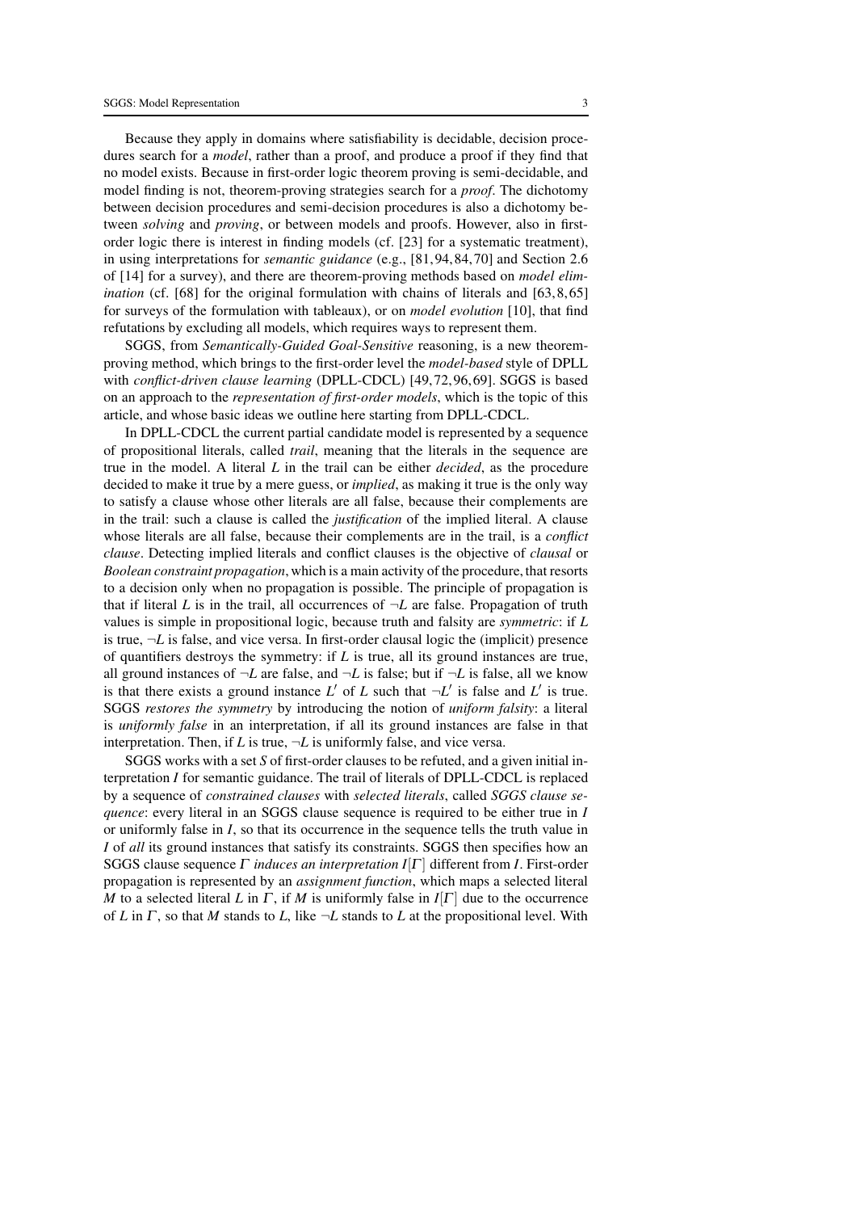Because they apply in domains where satisfiability is decidable, decision procedures search for a *model*, rather than a proof, and produce a proof if they find that no model exists. Because in first-order logic theorem proving is semi-decidable, and model finding is not, theorem-proving strategies search for a *proof*. The dichotomy between decision procedures and semi-decision procedures is also a dichotomy between *solving* and *proving*, or between models and proofs. However, also in first-order logic there is interest in finding models (cf. [23] for a systematic treatment), in using interpretations for *semantic guidance* (e.g., [81, 94, 84, 70] and Section 2.6 of [14] for a survey), and there are theorem-proving methods based on *model elimination* (cf. [68] for the original formulation with chains of literals and [63, 8, 65] for surveys of the formulation with tableaux), or on *model evolution* [10], that find refutations by excluding all models, which requires ways to represent them.

SGGS, from *Semantically-Guided Goal-Sensitive* reasoning, is a new theorem-proving method, which brings to the first-order level the *model-based* style of DPLL with *conflict-driven clause learning* (DPLL-CDCL) [49, 72, 96, 69]. SGGS is based on an approach to the *representation of first-order models*, which is the topic of this article, and whose basic ideas we outline here starting from DPLL-CDCL.

In DPLL-CDCL the current partial candidate model is represented by a sequence of propositional literals, called *trail*, meaning that the literals in the sequence are true in the model. A literal $L$ in the trail can be either *decided*, as the procedure decided to make it true by a mere guess, or *implied*, as making it true is the only way to satisfy a clause whose other literals are all false, because their complements are in the trail: such a clause is called the *justification* of the implied literal. A clause whose literals are all false, because their complements are in the trail, is a *conflict clause*. Detecting implied literals and conflict clauses is the objective of *clausal* or *Boolean constraint propagation*, which is a main activity of the procedure, that resorts to a decision only when no propagation is possible. The principle of propagation is that if literal $L$ is in the trail, all occurrences of $\neg L$ are false. Propagation of truth values is simple in propositional logic, because truth and falsity are *symmetric*: if $L$ is true, $\neg L$ is false, and vice versa. In first-order clausal logic the (implicit) presence of quantifiers destroys the symmetry: if $L$ is true, all its ground instances are true, all ground instances of $\neg L$ are false, and $\neg L$ is false; but if $\neg L$ is false, all we know is that there exists a ground instance $L'$ of $L$ such that $\neg L'$ is false and $L'$ is true. SGGS *restores the symmetry* by introducing the notion of *uniform falsity*: a literal is *uniformly false* in an interpretation, if all its ground instances are false in that interpretation. Then, if $L$ is true, $\neg L$ is uniformly false, and vice versa.

SGGS works with a set $S$ of first-order clauses to be refuted, and a given initial interpretation $I$ for semantic guidance. The trail of literals of DPLL-CDCL is replaced by a sequence of *constrained clauses* with *selected literals*, called *SGGS clause sequence*: every literal in an SGGS clause sequence is required to be either true in $I$ or uniformly false in $I$, so that its occurrence in the sequence tells the truth value in $I$ of *all* its ground instances that satisfy its constraints. SGGS then specifies how an SGGS clause sequence $\Gamma$ *induces an interpretation* $I[\Gamma]$ different from $I$. First-order propagation is represented by an *assignment function*, which maps a selected literal $M$ to a selected literal $L$ in $\Gamma$, if $M$ is uniformly false in $I[\Gamma]$ due to the occurrence of $L$ in $\Gamma$, so that $M$ stands to $L$, like $\neg L$ stands to $L$ at the propositional level. With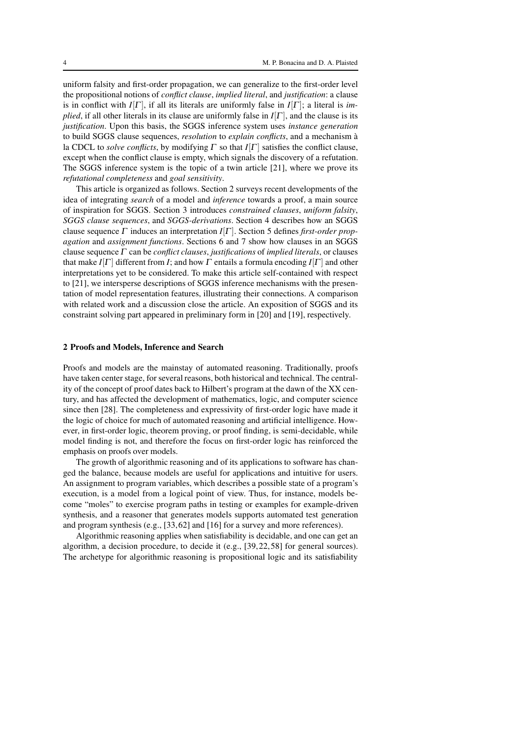uniform falsity and first-order propagation, we can generalize to the first-order level the propositional notions of *conflict clause*, *implied literal*, and *justification*: a clause is in conflict with $I[\Gamma]$, if all its literals are uniformly false in $I[\Gamma]$; a literal is *implied*, if all other literals in its clause are uniformly false in $I[\Gamma]$, and the clause is its *justification*. Upon this basis, the SGGS inference system uses *instance generation* to build SGGS clause sequences, *resolution* to *explain conflicts*, and a mechanism à la CDCL to *solve conflicts*, by modifying $\Gamma$ so that $I[\Gamma]$ satisfies the conflict clause, except when the conflict clause is empty, which signals the discovery of a refutation. The SGGS inference system is the topic of a twin article [21], where we prove its *refutational completeness* and *goal sensitivity*.

This article is organized as follows. Section 2 surveys recent developments of the idea of integrating *search* of a model and *inference* towards a proof, a main source of inspiration for SGGS. Section 3 introduces *constrained clauses*, *uniform falsity*, *SGGS clause sequences*, and *SGGS-derivations*. Section 4 describes how an SGGS clause sequence $\Gamma$ induces an interpretation $I[\Gamma]$. Section 5 defines *first-order propagation* and *assignment functions*. Sections 6 and 7 show how clauses in an SGGS clause sequence $\Gamma$ can be *conflict clauses*, *justifications* of *implied literals*, or clauses that make $I[\Gamma]$ different from $I$; and how $\Gamma$ entails a formula encoding $I[\Gamma]$ and other interpretations yet to be considered. To make this article self-contained with respect to [21], we intersperse descriptions of SGGS inference mechanisms with the presentation of model representation features, illustrating their connections. A comparison with related work and a discussion close the article. An exposition of SGGS and its constraint solving part appeared in preliminary form in [20] and [19], respectively.

## 2 Proofs and Models, Inference and Search

Proofs and models are the mainstay of automated reasoning. Traditionally, proofs have taken center stage, for several reasons, both historical and technical. The centrality of the concept of proof dates back to Hilbert's program at the dawn of the XX century, and has affected the development of mathematics, logic, and computer science since then [28]. The completeness and expressivity of first-order logic have made it the logic of choice for much of automated reasoning and artificial intelligence. However, in first-order logic, theorem proving, or proof finding, is semi-decidable, while model finding is not, and therefore the focus on first-order logic has reinforced the emphasis on proofs over models.

The growth of algorithmic reasoning and of its applications to software has changed the balance, because models are useful for applications and intuitive for users. An assignment to program variables, which describes a possible state of a program's execution, is a model from a logical point of view. Thus, for instance, models become "moles" to exercise program paths in testing or examples for example-driven synthesis, and a reasoner that generates models supports automated test generation and program synthesis (e.g., [33,62] and [16] for a survey and more references).

Algorithmic reasoning applies when satisfiability is decidable, and one can get an algorithm, a decision procedure, to decide it (e.g., [39,22,58] for general sources). The archetype for algorithmic reasoning is propositional logic and its satisfiability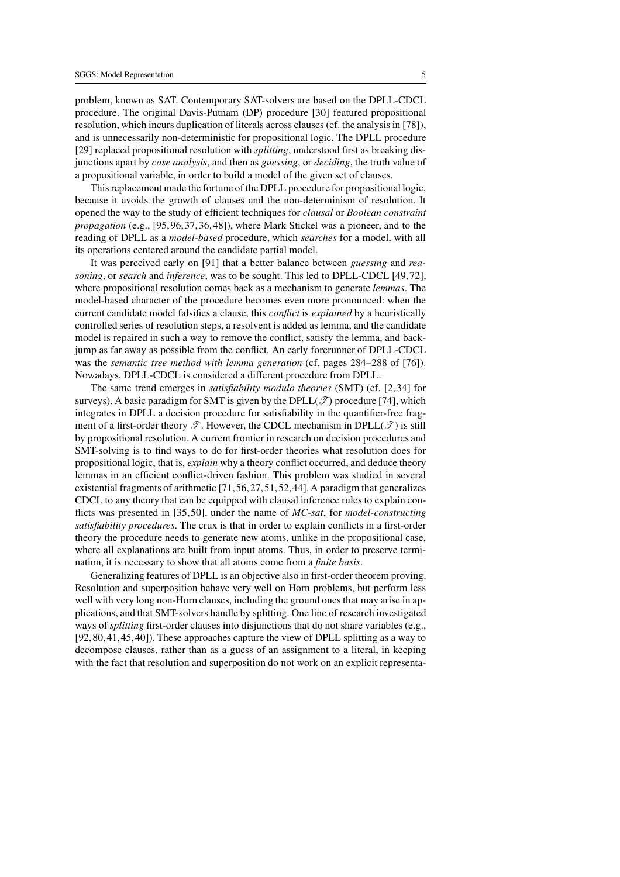problem, known as SAT. Contemporary SAT-solvers are based on the DPLL-CDCL procedure. The original Davis-Putnam (DP) procedure [30] featured propositional resolution, which incurs duplication of literals across clauses (cf. the analysis in [78]), and is unnecessarily non-deterministic for propositional logic. The DPLL procedure [29] replaced propositional resolution with *splitting*, understood first as breaking disjunctions apart by *case analysis*, and then as *guessing*, or *deciding*, the truth value of a propositional variable, in order to build a model of the given set of clauses.

This replacement made the fortune of the DPLL procedure for propositional logic, because it avoids the growth of clauses and the non-determinism of resolution. It opened the way to the study of efficient techniques for *clausal* or *Boolean constraint propagation* (e.g., [95,96,37,36,48]), where Mark Stickel was a pioneer, and to the reading of DPLL as a *model-based* procedure, which *searches* for a model, with all its operations centered around the candidate partial model.

It was perceived early on [91] that a better balance between *guessing* and *reasoning*, or *search* and *inference*, was to be sought. This led to DPLL-CDCL [49,72], where propositional resolution comes back as a mechanism to generate *lemmas*. The model-based character of the procedure becomes even more pronounced: when the current candidate model falsifies a clause, this *conflict* is *explained* by a heuristically controlled series of resolution steps, a resolvent is added as lemma, and the candidate model is repaired in such a way to remove the conflict, satisfy the lemma, and backjump as far away as possible from the conflict. An early forerunner of DPLL-CDCL was the *semantic tree method with lemma generation* (cf. pages 284–288 of [76]). Nowadays, DPLL-CDCL is considered a different procedure from DPLL.

The same trend emerges in *satisfiability modulo theories* (SMT) (cf. [2,34] for surveys). A basic paradigm for SMT is given by the DPLL($\mathscr{T}$) procedure [74], which integrates in DPLL a decision procedure for satisfiability in the quantifier-free fragment of a first-order theory $\mathscr{T}$. However, the CDCL mechanism in DPLL($\mathscr{T}$) is still by propositional resolution. A current frontier in research on decision procedures and SMT-solving is to find ways to do for first-order theories what resolution does for propositional logic, that is, *explain* why a theory conflict occurred, and deduce theory lemmas in an efficient conflict-driven fashion. This problem was studied in several existential fragments of arithmetic [71,56,27,51,52,44]. A paradigm that generalizes CDCL to any theory that can be equipped with clausal inference rules to explain conflicts was presented in [35,50], under the name of *MC-sat*, for *model-constructing satisfiability procedures*. The crux is that in order to explain conflicts in a first-order theory the procedure needs to generate new atoms, unlike in the propositional case, where all explanations are built from input atoms. Thus, in order to preserve termination, it is necessary to show that all atoms come from a *finite basis*.

Generalizing features of DPLL is an objective also in first-order theorem proving. Resolution and superposition behave very well on Horn problems, but perform less well with very long non-Horn clauses, including the ground ones that may arise in applications, and that SMT-solvers handle by splitting. One line of research investigated ways of *splitting* first-order clauses into disjunctions that do not share variables (e.g., [92,80,41,45,40]). These approaches capture the view of DPLL splitting as a way to decompose clauses, rather than as a guess of an assignment to a literal, in keeping with the fact that resolution and superposition do not work on an explicit representa-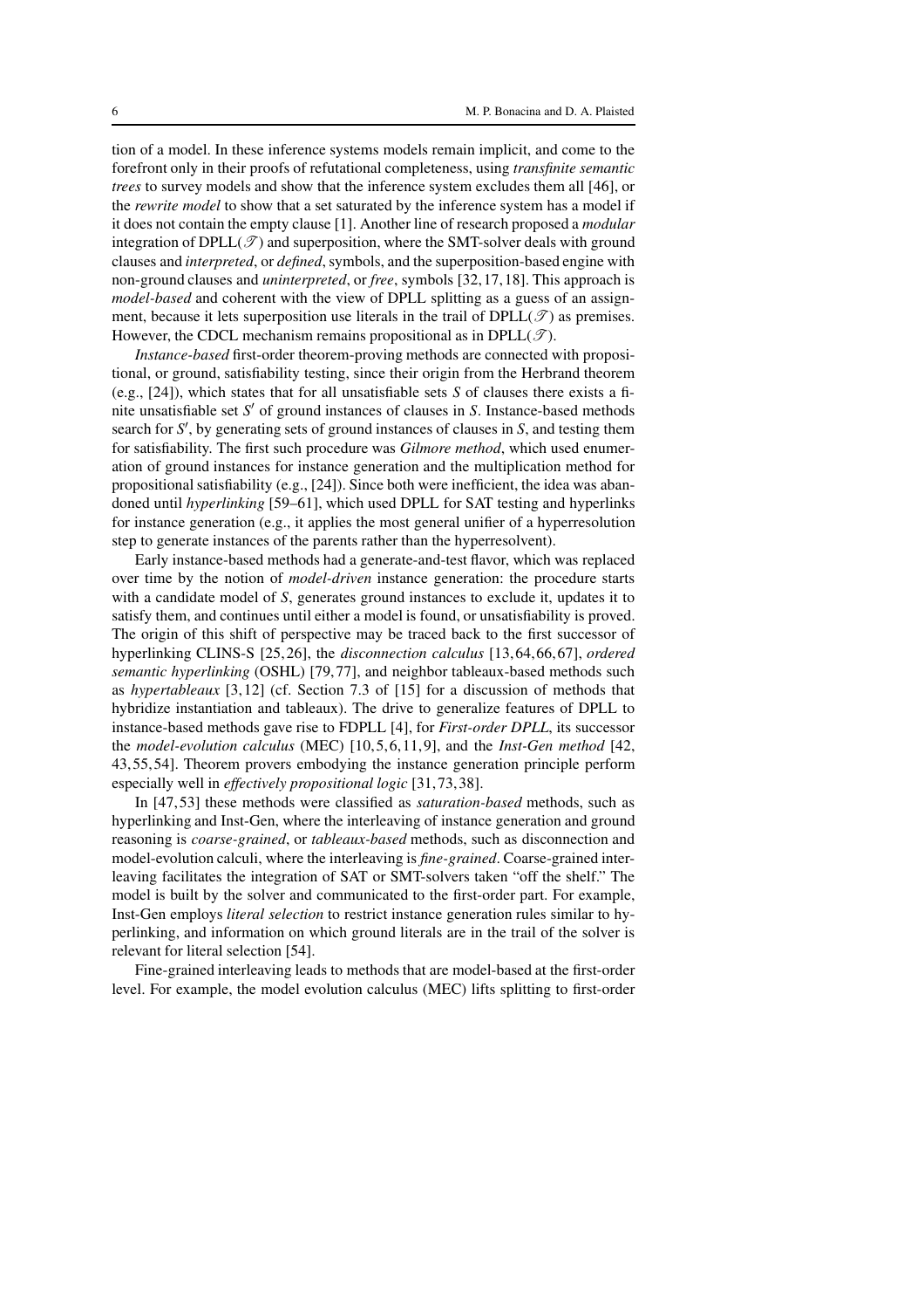tion of a model. In these inference systems models remain implicit, and come to the forefront only in their proofs of refutational completeness, using *transfinite semantic trees* to survey models and show that the inference system excludes them all [46], or the *rewrite model* to show that a set saturated by the inference system has a model if it does not contain the empty clause [1]. Another line of research proposed a *modular* integration of DPLL($\mathscr{T}$) and superposition, where the SMT-solver deals with ground clauses and *interpreted*, or *defined*, symbols, and the superposition-based engine with non-ground clauses and *uninterpreted*, or *free*, symbols [32, 17, 18]. This approach is *model-based* and coherent with the view of DPLL splitting as a guess of an assignment, because it lets superposition use literals in the trail of DPLL($\mathscr{T}$) as premises. However, the CDCL mechanism remains propositional as in DPLL($\mathscr{T}$).

*Instance-based* first-order theorem-proving methods are connected with propositional, or ground, satisfiability testing, since their origin from the Herbrand theorem (e.g., [24]), which states that for all unsatisfiable sets $S$ of clauses there exists a finite unsatisfiable set $S'$ of ground instances of clauses in $S$. Instance-based methods search for $S'$, by generating sets of ground instances of clauses in $S$, and testing them for satisfiability. The first such procedure was *Gilmore method*, which used enumeration of ground instances for instance generation and the multiplication method for propositional satisfiability (e.g., [24]). Since both were inefficient, the idea was abandoned until *hyperlinking* [59–61], which used DPLL for SAT testing and hyperlinks for instance generation (e.g., it applies the most general unifier of a hyperresolution step to generate instances of the parents rather than the hyperresolvent).

Early instance-based methods had a generate-and-test flavor, which was replaced over time by the notion of *model-driven* instance generation: the procedure starts with a candidate model of $S$, generates ground instances to exclude it, updates it to satisfy them, and continues until either a model is found, or unsatisfiability is proved. The origin of this shift of perspective may be traced back to the first successor of hyperlinking CLINS-S [25, 26], the *disconnection calculus* [13, 64, 66, 67], *ordered semantic hyperlinking* (OSHL) [79, 77], and neighbor tableaux-based methods such as *hypertableaux* [3, 12] (cf. Section 7.3 of [15] for a discussion of methods that hybridize instantiation and tableaux). The drive to generalize features of DPLL to instance-based methods gave rise to FDPLL [4], for *First-order DPLL*, its successor the *model-evolution calculus* (MEC) [10, 5, 6, 11, 9], and the *Inst-Gen method* [42, 43, 55, 54]. Theorem provers embodying the instance generation principle perform especially well in *effectively propositional logic* [31, 73, 38].

In [47, 53] these methods were classified as *saturation-based* methods, such as hyperlinking and Inst-Gen, where the interleaving of instance generation and ground reasoning is *coarse-grained*, or *tableaux-based* methods, such as disconnection and model-evolution calculi, where the interleaving is *fine-grained*. Coarse-grained interleaving facilitates the integration of SAT or SMT-solvers taken "off the shelf." The model is built by the solver and communicated to the first-order part. For example, Inst-Gen employs *literal selection* to restrict instance generation rules similar to hyperlinking, and information on which ground literals are in the trail of the solver is relevant for literal selection [54].

Fine-grained interleaving leads to methods that are model-based at the first-order level. For example, the model evolution calculus (MEC) lifts splitting to first-order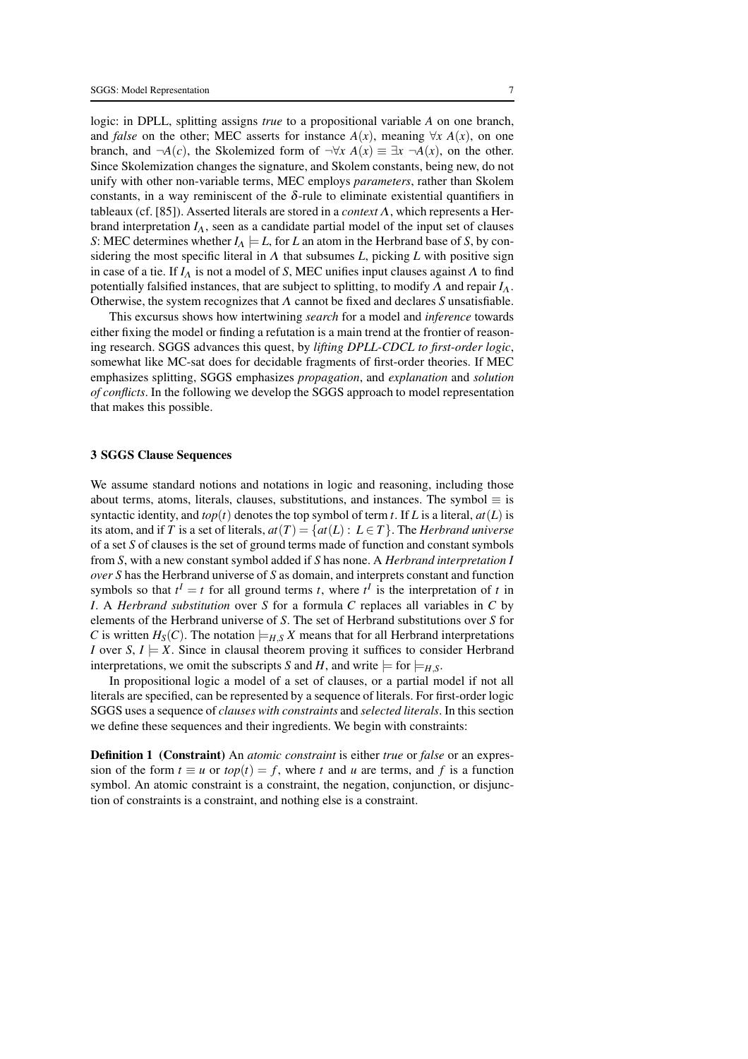logic: in DPLL, splitting assigns *true* to a propositional variable $A$ on one branch, and *false* on the other; MEC asserts for instance $A(x)$, meaning $\forall x\ A(x)$, on one branch, and $\neg A(c)$, the Skolemized form of $\neg\forall x\ A(x) \equiv \exists x\ \neg A(x)$, on the other. Since Skolemization changes the signature, and Skolem constants, being new, do not unify with other non-variable terms, MEC employs *parameters*, rather than Skolem constants, in a way reminiscent of the $\delta$-rule to eliminate existential quantifiers in tableaux (cf. [85]). Asserted literals are stored in a *context* $\Lambda$, which represents a Herbrand interpretation $I_\Lambda$, seen as a candidate partial model of the input set of clauses $S$: MEC determines whether $I_\Lambda \models L$, for $L$ an atom in the Herbrand base of $S$, by considering the most specific literal in $\Lambda$ that subsumes $L$, picking $L$ with positive sign in case of a tie. If $I_\Lambda$ is not a model of $S$, MEC unifies input clauses against $\Lambda$ to find potentially falsified instances, that are subject to splitting, to modify $\Lambda$ and repair $I_\Lambda$. Otherwise, the system recognizes that $\Lambda$ cannot be fixed and declares $S$ unsatisfiable.

This excursus shows how intertwining *search* for a model and *inference* towards either fixing the model or finding a refutation is a main trend at the frontier of reasoning research. SGGS advances this quest, by *lifting DPLL-CDCL to first-order logic*, somewhat like MC-sat does for decidable fragments of first-order theories. If MEC emphasizes splitting, SGGS emphasizes *propagation*, and *explanation* and *solution of conflicts*. In the following we develop the SGGS approach to model representation that makes this possible.

## 3 SGGS Clause Sequences

We assume standard notions and notations in logic and reasoning, including those about terms, atoms, literals, clauses, substitutions, and instances. The symbol $\equiv$ is syntactic identity, and $top(t)$ denotes the top symbol of term $t$. If $L$ is a literal, $at(L)$ is its atom, and if $T$ is a set of literals, $at(T) = \{at(L) :\ L \in T\}$. The *Herbrand universe* of a set $S$ of clauses is the set of ground terms made of function and constant symbols from $S$, with a new constant symbol added if $S$ has none. A *Herbrand interpretation $I$ over $S$* has the Herbrand universe of $S$ as domain, and interprets constant and function symbols so that $t^I = t$ for all ground terms $t$, where $t^I$ is the interpretation of $t$ in $I$. A *Herbrand substitution* over $S$ for a formula $C$ replaces all variables in $C$ by elements of the Herbrand universe of $S$. The set of Herbrand substitutions over $S$ for $C$ is written $H_S(C)$. The notation $\models_{H,S} X$ means that for all Herbrand interpretations $I$ over $S$, $I \models X$. Since in clausal theorem proving it suffices to consider Herbrand interpretations, we omit the subscripts $S$ and $H$, and write $\models$ for $\models_{H,S}$.

In propositional logic a model of a set of clauses, or a partial model if not all literals are specified, can be represented by a sequence of literals. For first-order logic SGGS uses a sequence of *clauses with constraints* and *selected literals*. In this section we define these sequences and their ingredients. We begin with constraints:

**Definition 1 (Constraint)** An *atomic constraint* is either *true* or *false* or an expression of the form $t \equiv u$ or $top(t) = f$, where $t$ and $u$ are terms, and $f$ is a function symbol. An atomic constraint is a constraint, the negation, conjunction, or disjunction of constraints is a constraint, and nothing else is a constraint.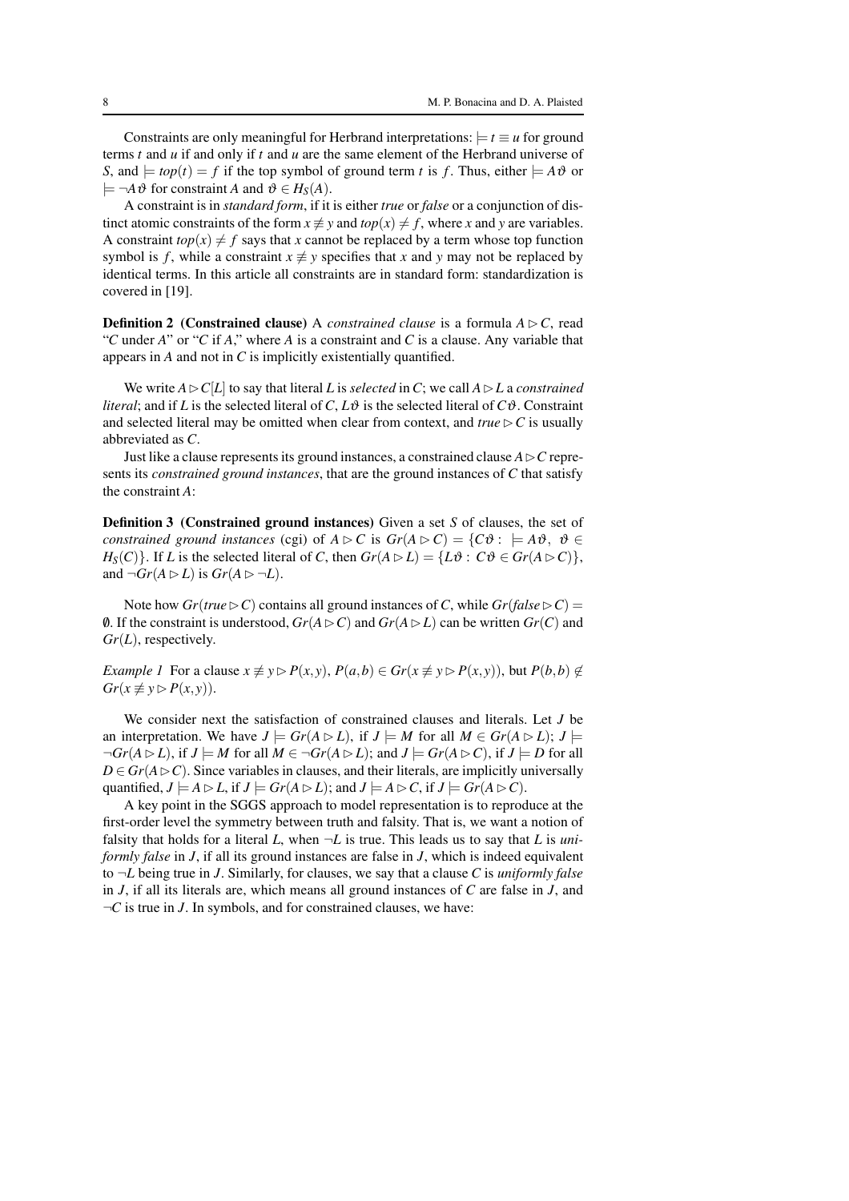Constraints are only meaningful for Herbrand interpretations: $\models t \equiv u$ for ground terms $t$ and $u$ if and only if $t$ and $u$ are the same element of the Herbrand universe of $S$, and $\models top(t) = f$ if the top symbol of ground term $t$ is $f$. Thus, either $\models A\vartheta$ or $\models \neg A\vartheta$ for constraint $A$ and $\vartheta \in H_S(A)$.

A constraint is in *standard form*, if it is either *true* or *false* or a conjunction of distinct atomic constraints of the form $x \not\equiv y$ and $top(x) \neq f$, where $x$ and $y$ are variables. A constraint $top(x) \neq f$ says that $x$ cannot be replaced by a term whose top function symbol is $f$, while a constraint $x \not\equiv y$ specifies that $x$ and $y$ may not be replaced by identical terms. In this article all constraints are in standard form: standardization is covered in [19].

**Definition 2 (Constrained clause)** A *constrained clause* is a formula $A \rhd C$, read "$C$ under $A$" or "$C$ if $A$," where $A$ is a constraint and $C$ is a clause. Any variable that appears in $A$ and not in $C$ is implicitly existentially quantified.

We write $A \rhd C[L]$ to say that literal $L$ is *selected* in $C$; we call $A \rhd L$ a *constrained literal*; and if $L$ is the selected literal of $C$, $L\vartheta$ is the selected literal of $C\vartheta$. Constraint and selected literal may be omitted when clear from context, and $true \rhd C$ is usually abbreviated as $C$.

Just like a clause represents its ground instances, a constrained clause $A \rhd C$ represents its *constrained ground instances*, that are the ground instances of $C$ that satisfy the constraint $A$:

**Definition 3 (Constrained ground instances)** Given a set $S$ of clauses, the set of *constrained ground instances* (cgi) of $A \rhd C$ is $Gr(A \rhd C) = \{C\vartheta : \ \models A\vartheta, \ \vartheta \in H_S(C)\}$. If $L$ is the selected literal of $C$, then $Gr(A \rhd L) = \{L\vartheta : \ C\vartheta \in Gr(A \rhd C)\}$, and $\neg Gr(A \rhd L)$ is $Gr(A \rhd \neg L)$.

Note how $Gr(true \rhd C)$ contains all ground instances of $C$, while $Gr(false \rhd C) = \emptyset$. If the constraint is understood, $Gr(A \rhd C)$ and $Gr(A \rhd L)$ can be written $Gr(C)$ and $Gr(L)$, respectively.

*Example 1* For a clause $x \not\equiv y \rhd P(x,y)$, $P(a,b) \in Gr(x \not\equiv y \rhd P(x,y))$, but $P(b,b) \notin Gr(x \not\equiv y \rhd P(x,y))$.

We consider next the satisfaction of constrained clauses and literals. Let $J$ be an interpretation. We have $J \models Gr(A \rhd L)$, if $J \models M$ for all $M \in Gr(A \rhd L)$; $J \models \neg Gr(A \rhd L)$, if $J \models M$ for all $M \in \neg Gr(A \rhd L)$; and $J \models Gr(A \rhd C)$, if $J \models D$ for all $D \in Gr(A \rhd C)$. Since variables in clauses, and their literals, are implicitly universally quantified, $J \models A \rhd L$, if $J \models Gr(A \rhd L)$; and $J \models A \rhd C$, if $J \models Gr(A \rhd C)$.

A key point in the SGGS approach to model representation is to reproduce at the first-order level the symmetry between truth and falsity. That is, we want a notion of falsity that holds for a literal $L$, when $\neg L$ is true. This leads us to say that $L$ is *uniformly false* in $J$, if all its ground instances are false in $J$, which is indeed equivalent to $\neg L$ being true in $J$. Similarly, for clauses, we say that a clause $C$ is *uniformly false* in $J$, if all its literals are, which means all ground instances of $C$ are false in $J$, and $\neg C$ is true in $J$. In symbols, and for constrained clauses, we have: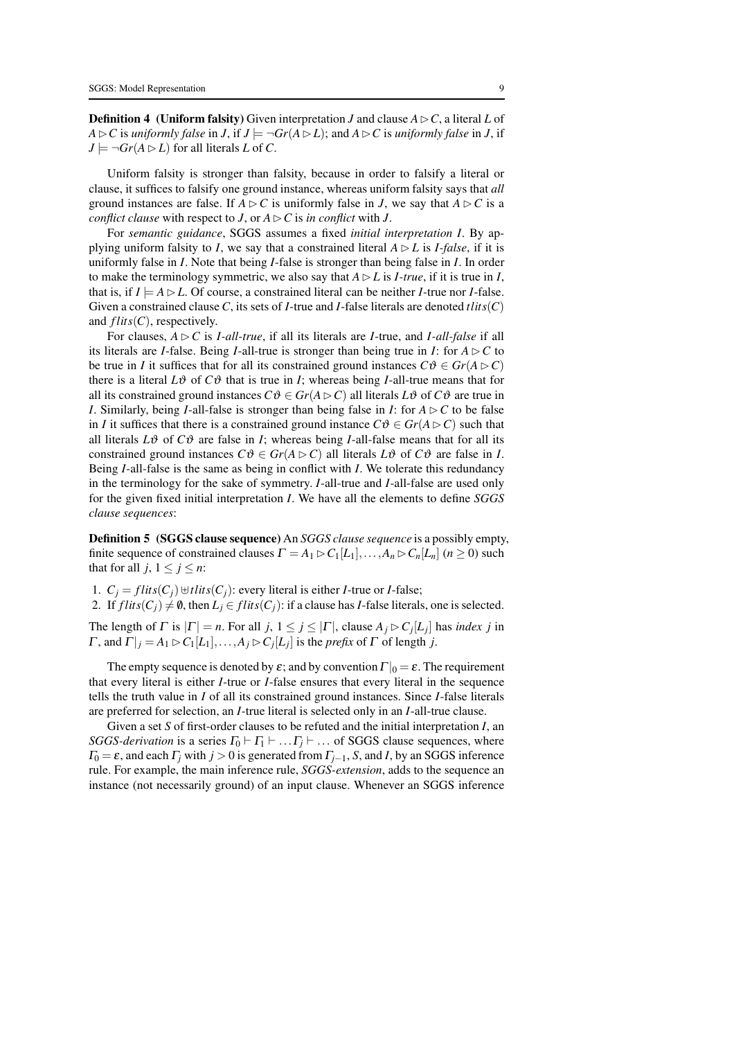**Definition 4 (Uniform falsity)** Given interpretation $J$ and clause $A \rhd C$, a literal $L$ of $A \rhd C$ is *uniformly false* in $J$, if $J \models \neg Gr(A \rhd L)$; and $A \rhd C$ is *uniformly false* in $J$, if $J \models \neg Gr(A \rhd L)$ for all literals $L$ of $C$.

Uniform falsity is stronger than falsity, because in order to falsify a literal or clause, it suffices to falsify one ground instance, whereas uniform falsity says that *all* ground instances are false. If $A \rhd C$ is uniformly false in $J$, we say that $A \rhd C$ is a *conflict clause* with respect to $J$, or $A \rhd C$ is *in conflict* with $J$.

For *semantic guidance*, SGGS assumes a fixed *initial interpretation* $I$. By applying uniform falsity to $I$, we say that a constrained literal $A \rhd L$ is *I-false*, if it is uniformly false in $I$. Note that being $I$-false is stronger than being false in $I$. In order to make the terminology symmetric, we also say that $A \rhd L$ is *I-true*, if it is true in $I$, that is, if $I \models A \rhd L$. Of course, a constrained literal can be neither $I$-true nor $I$-false. Given a constrained clause $C$, its sets of $I$-true and $I$-false literals are denoted $tlits(C)$ and $flits(C)$, respectively.

For clauses, $A \rhd C$ is *I-all-true*, if all its literals are $I$-true, and *I-all-false* if all its literals are $I$-false. Being $I$-all-true is stronger than being true in $I$: for $A \rhd C$ to be true in $I$ it suffices that for all its constrained ground instances $C\vartheta \in Gr(A \rhd C)$ there is a literal $L\vartheta$ of $C\vartheta$ that is true in $I$; whereas being $I$-all-true means that for all its constrained ground instances $C\vartheta \in Gr(A \rhd C)$ all literals $L\vartheta$ of $C\vartheta$ are true in $I$. Similarly, being $I$-all-false is stronger than being false in $I$: for $A \rhd C$ to be false in $I$ it suffices that there is a constrained ground instance $C\vartheta \in Gr(A \rhd C)$ such that all literals $L\vartheta$ of $C\vartheta$ are false in $I$; whereas being $I$-all-false means that for all its constrained ground instances $C\vartheta \in Gr(A \rhd C)$ all literals $L\vartheta$ of $C\vartheta$ are false in $I$. Being $I$-all-false is the same as being in conflict with $I$. We tolerate this redundancy in the terminology for the sake of symmetry. $I$-all-true and $I$-all-false are used only for the given fixed initial interpretation $I$. We have all the elements to define *SGGS clause sequences*:

**Definition 5 (SGGS clause sequence)** An *SGGS clause sequence* is a possibly empty, finite sequence of constrained clauses $\Gamma = A_1 \rhd C_1[L_1], \ldots, A_n \rhd C_n[L_n]$ ($n \geq 0$) such that for all $j$, $1 \leq j \leq n$:

1. $C_j = flits(C_j) \uplus tlits(C_j)$: every literal is either $I$-true or $I$-false;
2. If $flits(C_j) \neq \emptyset$, then $L_j \in flits(C_j)$: if a clause has $I$-false literals, one is selected.

The length of $\Gamma$ is $|\Gamma| = n$. For all $j$, $1 \leq j \leq |\Gamma|$, clause $A_j \rhd C_j[L_j]$ has *index* $j$ in $\Gamma$, and $\Gamma|_j = A_1 \rhd C_1[L_1], \ldots, A_j \rhd C_j[L_j]$ is the *prefix* of $\Gamma$ of length $j$.

The empty sequence is denoted by $\varepsilon$; and by convention $\Gamma|_0 = \varepsilon$. The requirement that every literal is either $I$-true or $I$-false ensures that every literal in the sequence tells the truth value in $I$ of all its constrained ground instances. Since $I$-false literals are preferred for selection, an $I$-true literal is selected only in an $I$-all-true clause.

Given a set $S$ of first-order clauses to be refuted and the initial interpretation $I$, an *SGGS-derivation* is a series $\Gamma_0 \vdash \Gamma_1 \vdash \ldots \Gamma_j \vdash \ldots$ of SGGS clause sequences, where $\Gamma_0 = \varepsilon$, and each $\Gamma_j$ with $j > 0$ is generated from $\Gamma_{j-1}$, $S$, and $I$, by an SGGS inference rule. For example, the main inference rule, *SGGS-extension*, adds to the sequence an instance (not necessarily ground) of an input clause. Whenever an SGGS inference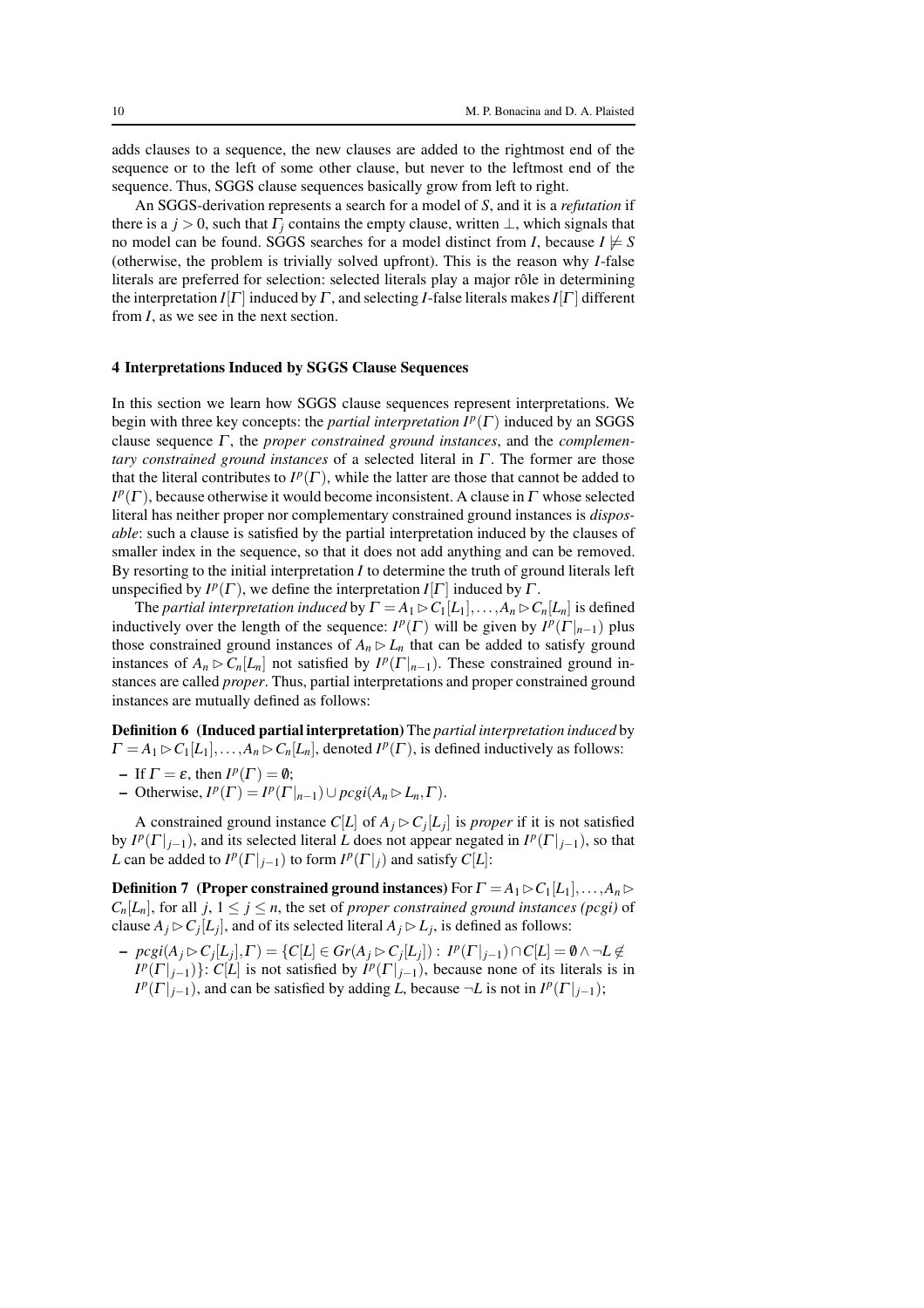adds clauses to a sequence, the new clauses are added to the rightmost end of the sequence or to the left of some other clause, but never to the leftmost end of the sequence. Thus, SGGS clause sequences basically grow from left to right.

An SGGS-derivation represents a search for a model of $S$, and it is a *refutation* if there is a $j > 0$, such that $\Gamma_j$ contains the empty clause, written $\perp$, which signals that no model can be found. SGGS searches for a model distinct from $I$, because $I \not\models S$ (otherwise, the problem is trivially solved upfront). This is the reason why $I$-false literals are preferred for selection: selected literals play a major rôle in determining the interpretation $I[\Gamma]$ induced by $\Gamma$, and selecting $I$-false literals makes $I[\Gamma]$ different from $I$, as we see in the next section.

## 4 Interpretations Induced by SGGS Clause Sequences

In this section we learn how SGGS clause sequences represent interpretations. We begin with three key concepts: the *partial interpretation* $I^p(\Gamma)$ induced by an SGGS clause sequence $\Gamma$, the *proper constrained ground instances*, and the *complementary constrained ground instances* of a selected literal in $\Gamma$. The former are those that the literal contributes to $I^p(\Gamma)$, while the latter are those that cannot be added to $I^p(\Gamma)$, because otherwise it would become inconsistent. A clause in $\Gamma$ whose selected literal has neither proper nor complementary constrained ground instances is *disposable*: such a clause is satisfied by the partial interpretation induced by the clauses of smaller index in the sequence, so that it does not add anything and can be removed. By resorting to the initial interpretation $I$ to determine the truth of ground literals left unspecified by $I^p(\Gamma)$, we define the interpretation $I[\Gamma]$ induced by $\Gamma$.

The *partial interpretation induced* by $\Gamma = A_1 \rhd C_1[L_1], \ldots, A_n \rhd C_n[L_n]$ is defined inductively over the length of the sequence: $I^p(\Gamma)$ will be given by $I^p(\Gamma|_{n-1})$ plus those constrained ground instances of $A_n \rhd L_n$ that can be added to satisfy ground instances of $A_n \rhd C_n[L_n]$ not satisfied by $I^p(\Gamma|_{n-1})$. These constrained ground instances are called *proper*. Thus, partial interpretations and proper constrained ground instances are mutually defined as follows:

**Definition 6 (Induced partial interpretation)** The *partial interpretation induced* by $\Gamma = A_1 \rhd C_1[L_1], \ldots, A_n \rhd C_n[L_n]$, denoted $I^p(\Gamma)$, is defined inductively as follows:

- If $\Gamma = \varepsilon$, then $I^p(\Gamma) = \emptyset$;
- Otherwise, $I^p(\Gamma) = I^p(\Gamma|_{n-1}) \cup pcgi(A_n \rhd L_n, \Gamma)$.

A constrained ground instance $C[L]$ of $A_j \rhd C_j[L_j]$ is *proper* if it is not satisfied by $I^p(\Gamma|_{j-1})$, and its selected literal $L$ does not appear negated in $I^p(\Gamma|_{j-1})$, so that $L$ can be added to $I^p(\Gamma|_{j-1})$ to form $I^p(\Gamma|_j)$ and satisfy $C[L]$:

**Definition 7 (Proper constrained ground instances)** For $\Gamma = A_1 \rhd C_1[L_1], \ldots, A_n \rhd C_n[L_n]$, for all $j$, $1 \leq j \leq n$, the set of *proper constrained ground instances (pcgi)* of clause $A_j \rhd C_j[L_j]$, and of its selected literal $A_j \rhd L_j$, is defined as follows:

- $pcgi(A_j \rhd C_j[L_j], \Gamma) = \{C[L] \in Gr(A_j \rhd C_j[L_j]) : I^p(\Gamma|_{j-1}) \cap C[L] = \emptyset \wedge \neg L \notin I^p(\Gamma|_{j-1})\}$: $C[L]$ is not satisfied by $I^p(\Gamma|_{j-1})$, because none of its literals is in $I^p(\Gamma|_{j-1})$, and can be satisfied by adding $L$, because $\neg L$ is not in $I^p(\Gamma|_{j-1})$;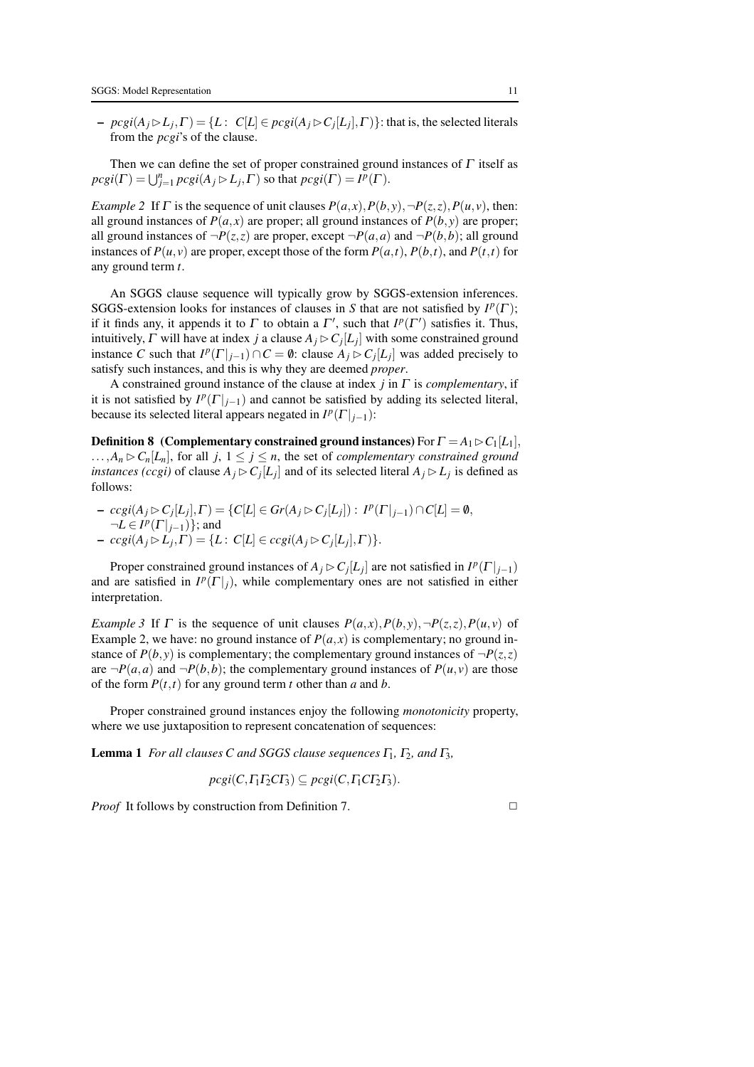– $pcgi(A_j \rhd L_j, \Gamma) = \{L : C[L] \in pcgi(A_j \rhd C_j[L_j], \Gamma)\}$: that is, the selected literals from the *pcgi*'s of the clause.

Then we can define the set of proper constrained ground instances of $\Gamma$ itself as $pcgi(\Gamma) = \bigcup_{j=1}^{n} pcgi(A_j \rhd L_j, \Gamma)$ so that $pcgi(\Gamma) = I^p(\Gamma)$.

*Example 2* If $\Gamma$ is the sequence of unit clauses $P(a,x), P(b,y), \neg P(z,z), P(u,v)$, then: all ground instances of $P(a,x)$ are proper; all ground instances of $P(b,y)$ are proper; all ground instances of $\neg P(z,z)$ are proper, except $\neg P(a,a)$ and $\neg P(b,b)$; all ground instances of $P(u,v)$ are proper, except those of the form $P(a,t)$, $P(b,t)$, and $P(t,t)$ for any ground term $t$.

An SGGS clause sequence will typically grow by SGGS-extension inferences. SGGS-extension looks for instances of clauses in $S$ that are not satisfied by $I^p(\Gamma)$; if it finds any, it appends it to $\Gamma$ to obtain a $\Gamma'$, such that $I^p(\Gamma')$ satisfies it. Thus, intuitively, $\Gamma$ will have at index $j$ a clause $A_j \rhd C_j[L_j]$ with some constrained ground instance $C$ such that $I^p(\Gamma|_{j-1}) \cap C = \emptyset$: clause $A_j \rhd C_j[L_j]$ was added precisely to satisfy such instances, and this is why they are deemed *proper*.

A constrained ground instance of the clause at index $j$ in $\Gamma$ is *complementary*, if it is not satisfied by $I^p(\Gamma|_{j-1})$ and cannot be satisfied by adding its selected literal, because its selected literal appears negated in $I^p(\Gamma|_{j-1})$:

**Definition 8 (Complementary constrained ground instances)** For $\Gamma = A_1 \rhd C_1[L_1], \ldots, A_n \rhd C_n[L_n]$, for all $j$, $1 \leq j \leq n$, the set of *complementary constrained ground instances (ccgi)* of clause $A_j \rhd C_j[L_j]$ and of its selected literal $A_j \rhd L_j$ is defined as follows:

– $ccgi(A_j \rhd C_j[L_j], \Gamma) = \{C[L] \in Gr(A_j \rhd C_j[L_j]) : I^p(\Gamma|_{j-1}) \cap C[L] = \emptyset, \neg L \in I^p(\Gamma|_{j-1})\}$; and
– $ccgi(A_j \rhd L_j, \Gamma) = \{L : C[L] \in ccgi(A_j \rhd C_j[L_j], \Gamma)\}$.

Proper constrained ground instances of $A_j \rhd C_j[L_j]$ are not satisfied in $I^p(\Gamma|_{j-1})$ and are satisfied in $I^p(\Gamma|_j)$, while complementary ones are not satisfied in either interpretation.

*Example 3* If $\Gamma$ is the sequence of unit clauses $P(a,x), P(b,y), \neg P(z,z), P(u,v)$ of Example 2, we have: no ground instance of $P(a,x)$ is complementary; no ground instance of $P(b,y)$ is complementary; the complementary ground instances of $\neg P(z,z)$ are $\neg P(a,a)$ and $\neg P(b,b)$; the complementary ground instances of $P(u,v)$ are those of the form $P(t,t)$ for any ground term $t$ other than $a$ and $b$.

Proper constrained ground instances enjoy the following *monotonicity* property, where we use juxtaposition to represent concatenation of sequences:

**Lemma 1** *For all clauses $C$ and SGGS clause sequences $\Gamma_1$, $\Gamma_2$, and $\Gamma_3$,*

$$pcgi(C, \Gamma_1 \Gamma_2 C \Gamma_3) \subseteq pcgi(C, \Gamma_1 C \Gamma_2 \Gamma_3).$$

*Proof* It follows by construction from Definition 7. □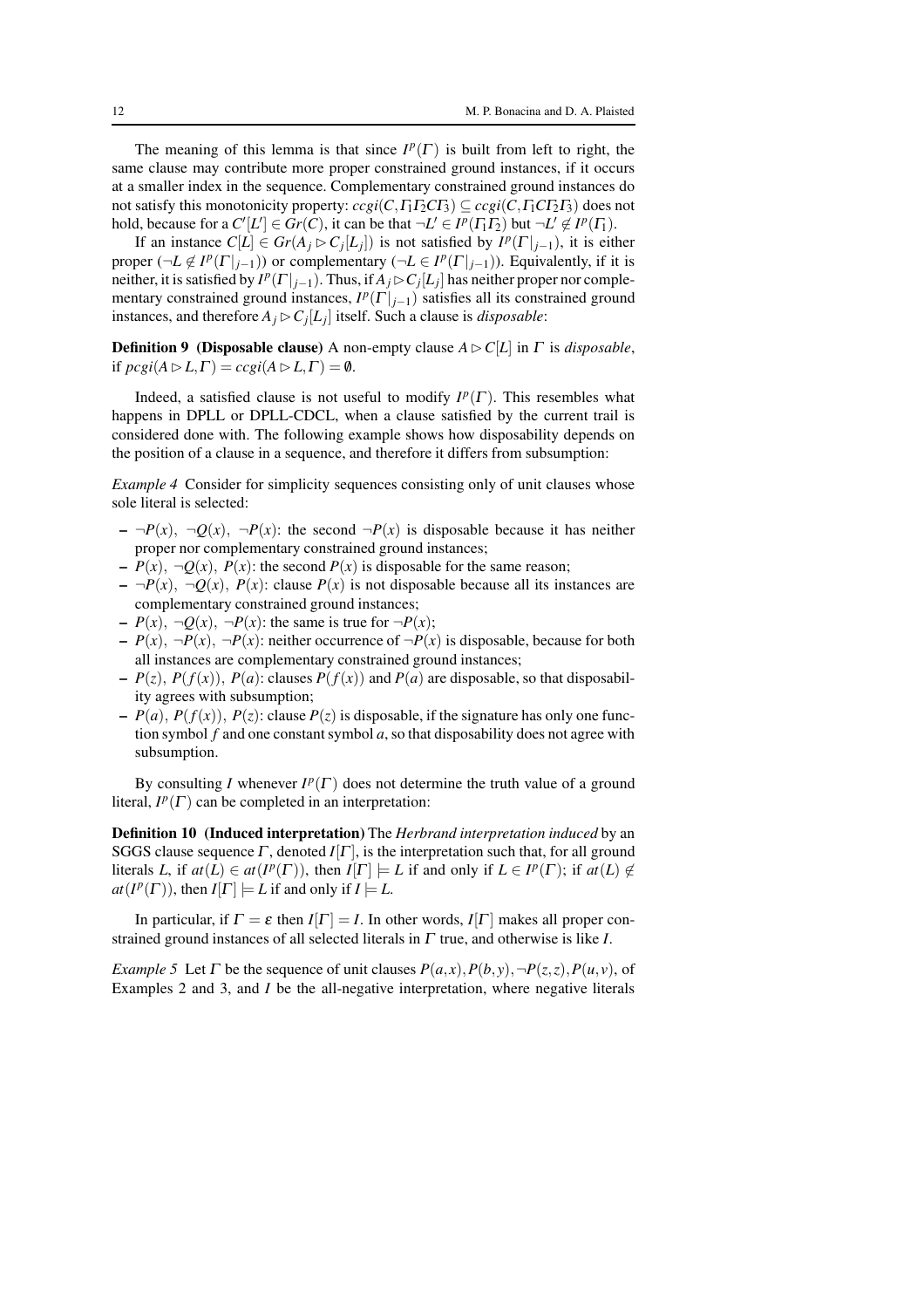The meaning of this lemma is that since $I^p(\Gamma)$ is built from left to right, the same clause may contribute more proper constrained ground instances, if it occurs at a smaller index in the sequence. Complementary constrained ground instances do not satisfy this monotonicity property: $ccgi(C,\Gamma_1\Gamma_2 C\Gamma_3) \subseteq ccgi(C,\Gamma_1 C\Gamma_2\Gamma_3)$ does not hold, because for a $C'[L'] \in Gr(C)$, it can be that $\neg L' \in I^p(\Gamma_1\Gamma_2)$ but $\neg L' \notin I^p(\Gamma_1)$.

If an instance $C[L] \in Gr(A_j \rhd C_j[L_j])$ is not satisfied by $I^p(\Gamma|_{j-1})$, it is either proper ($\neg L \notin I^p(\Gamma|_{j-1})$) or complementary ($\neg L \in I^p(\Gamma|_{j-1})$). Equivalently, if it is neither, it is satisfied by $I^p(\Gamma|_{j-1})$. Thus, if $A_j \rhd C_j[L_j]$ has neither proper nor complementary constrained ground instances, $I^p(\Gamma|_{j-1})$ satisfies all its constrained ground instances, and therefore $A_j \rhd C_j[L_j]$ itself. Such a clause is *disposable*:

**Definition 9 (Disposable clause)** A non-empty clause $A \rhd C[L]$ in $\Gamma$ is *disposable*, if $pcgi(A \rhd L,\Gamma) = ccgi(A \rhd L,\Gamma) = \emptyset$.

Indeed, a satisfied clause is not useful to modify $I^p(\Gamma)$. This resembles what happens in DPLL or DPLL-CDCL, when a clause satisfied by the current trail is considered done with. The following example shows how disposability depends on the position of a clause in a sequence, and therefore it differs from subsumption:

*Example 4* Consider for simplicity sequences consisting only of unit clauses whose sole literal is selected:

- $\neg P(x)$, $\neg Q(x)$, $\neg P(x)$: the second $\neg P(x)$ is disposable because it has neither proper nor complementary constrained ground instances;
- $P(x)$, $\neg Q(x)$, $P(x)$: the second $P(x)$ is disposable for the same reason;
- $\neg P(x)$, $\neg Q(x)$, $P(x)$: clause $P(x)$ is not disposable because all its instances are complementary constrained ground instances;
- $P(x)$, $\neg Q(x)$, $\neg P(x)$: the same is true for $\neg P(x)$;
- $P(x)$, $\neg P(x)$, $\neg P(x)$: neither occurrence of $\neg P(x)$ is disposable, because for both all instances are complementary constrained ground instances;
- $P(z)$, $P(f(x))$, $P(a)$: clauses $P(f(x))$ and $P(a)$ are disposable, so that disposability agrees with subsumption;
- $P(a)$, $P(f(x))$, $P(z)$: clause $P(z)$ is disposable, if the signature has only one function symbol $f$ and one constant symbol $a$, so that disposability does not agree with subsumption.

By consulting $I$ whenever $I^p(\Gamma)$ does not determine the truth value of a ground literal, $I^p(\Gamma)$ can be completed in an interpretation:

**Definition 10 (Induced interpretation)** The *Herbrand interpretation induced* by an SGGS clause sequence $\Gamma$, denoted $I[\Gamma]$, is the interpretation such that, for all ground literals $L$, if $at(L) \in at(I^p(\Gamma))$, then $I[\Gamma] \models L$ if and only if $L \in I^p(\Gamma)$; if $at(L) \notin at(I^p(\Gamma))$, then $I[\Gamma] \models L$ if and only if $I \models L$.

In particular, if $\Gamma = \varepsilon$ then $I[\Gamma] = I$. In other words, $I[\Gamma]$ makes all proper constrained ground instances of all selected literals in $\Gamma$ true, and otherwise is like $I$.

*Example 5* Let $\Gamma$ be the sequence of unit clauses $P(a,x), P(b,y), \neg P(z,z), P(u,v)$, of Examples 2 and 3, and $I$ be the all-negative interpretation, where negative literals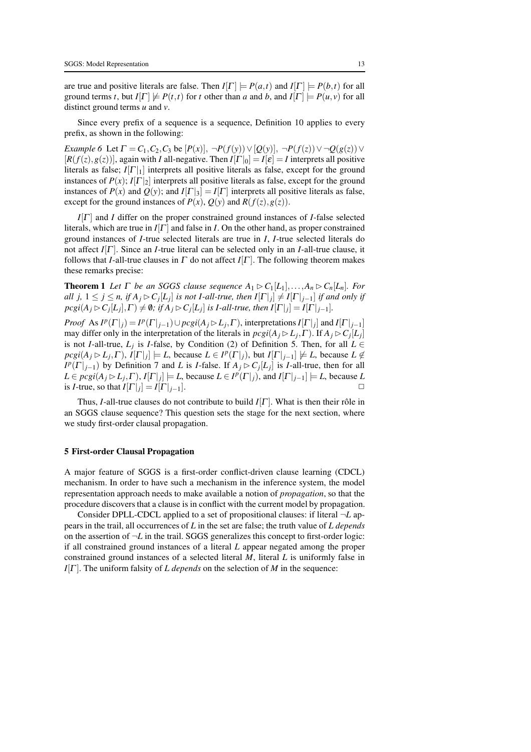are true and positive literals are false. Then $I[\Gamma] \models P(a,t)$ and $I[\Gamma] \models P(b,t)$ for all ground terms $t$, but $I[\Gamma] \not\models P(t,t)$ for $t$ other than $a$ and $b$, and $I[\Gamma] \models P(u,v)$ for all distinct ground terms $u$ and $v$.

Since every prefix of a sequence is a sequence, Definition 10 applies to every prefix, as shown in the following:

*Example 6* Let $\Gamma = C_1, C_2, C_3$ be $[P(x)]$, $\neg P(f(y)) \vee [Q(y)]$, $\neg P(f(z)) \vee \neg Q(g(z)) \vee [R(f(z),g(z))]$, again with $I$ all-negative. Then $I[\Gamma|_0] = I[\varepsilon] = I$ interprets all positive literals as false; $I[\Gamma|_1]$ interprets all positive literals as false, except for the ground instances of $P(x)$; $I[\Gamma|_2]$ interprets all positive literals as false, except for the ground instances of $P(x)$ and $Q(y)$; and $I[\Gamma|_3] = I[\Gamma]$ interprets all positive literals as false, except for the ground instances of $P(x)$, $Q(y)$ and $R(f(z),g(z))$.

$I[\Gamma]$ and $I$ differ on the proper constrained ground instances of $I$-false selected literals, which are true in $I[\Gamma]$ and false in $I$. On the other hand, as proper constrained ground instances of $I$-true selected literals are true in $I$, $I$-true selected literals do not affect $I[\Gamma]$. Since an $I$-true literal can be selected only in an $I$-all-true clause, it follows that $I$-all-true clauses in $\Gamma$ do not affect $I[\Gamma]$. The following theorem makes these remarks precise:

**Theorem 1** *Let $\Gamma$ be an SGGS clause sequence $A_1 \rhd C_1[L_1], \ldots, A_n \rhd C_n[L_n]$. For all $j$, $1 \leq j \leq n$, if $A_j \rhd C_j[L_j]$ is not $I$-all-true, then $I[\Gamma|_j] \neq I[\Gamma|_{j-1}]$ if and only if $pcgi(A_j \rhd C_j[L_j], \Gamma) \neq \emptyset$; if $A_j \rhd C_j[L_j]$ is $I$-all-true, then $I[\Gamma|_j] = I[\Gamma|_{j-1}]$.*

*Proof* As $I^p(\Gamma|_j) = I^p(\Gamma|_{j-1}) \cup pcgi(A_j \rhd L_j, \Gamma)$, interpretations $I[\Gamma|_j]$ and $I[\Gamma|_{j-1}]$ may differ only in the interpretation of the literals in $pcgi(A_j \rhd L_j, \Gamma)$. If $A_j \rhd C_j[L_j]$ is not $I$-all-true, $L_j$ is $I$-false, by Condition (2) of Definition 5. Then, for all $L \in pcgi(A_j \rhd L_j, \Gamma)$, $I[\Gamma|_j] \models L$, because $L \in I^p(\Gamma|_j)$, but $I[\Gamma|_{j-1}] \not\models L$, because $L \notin I^p(\Gamma|_{j-1})$ by Definition 7 and $L$ is $I$-false. If $A_j \rhd C_j[L_j]$ is $I$-all-true, then for all $L \in pcgi(A_j \rhd L_j, \Gamma)$, $I[\Gamma|_j] \models L$, because $L \in I^p(\Gamma|_j)$, and $I[\Gamma|_{j-1}] \models L$, because $L$ is $I$-true, so that $I[\Gamma|_j] = I[\Gamma|_{j-1}]$. □

Thus, $I$-all-true clauses do not contribute to build $I[\Gamma]$. What is then their rôle in an SGGS clause sequence? This question sets the stage for the next section, where we study first-order clausal propagation.

## 5 First-order Clausal Propagation

A major feature of SGGS is a first-order conflict-driven clause learning (CDCL) mechanism. In order to have such a mechanism in the inference system, the model representation approach needs to make available a notion of *propagation*, so that the procedure discovers that a clause is in conflict with the current model by propagation.

Consider DPLL-CDCL applied to a set of propositional clauses: if literal $\neg L$ appears in the trail, all occurrences of $L$ in the set are false; the truth value of $L$ *depends* on the assertion of $\neg L$ in the trail. SGGS generalizes this concept to first-order logic: if all constrained ground instances of a literal $L$ appear negated among the proper constrained ground instances of a selected literal $M$, literal $L$ is uniformly false in $I[\Gamma]$. The uniform falsity of $L$ *depends* on the selection of $M$ in the sequence: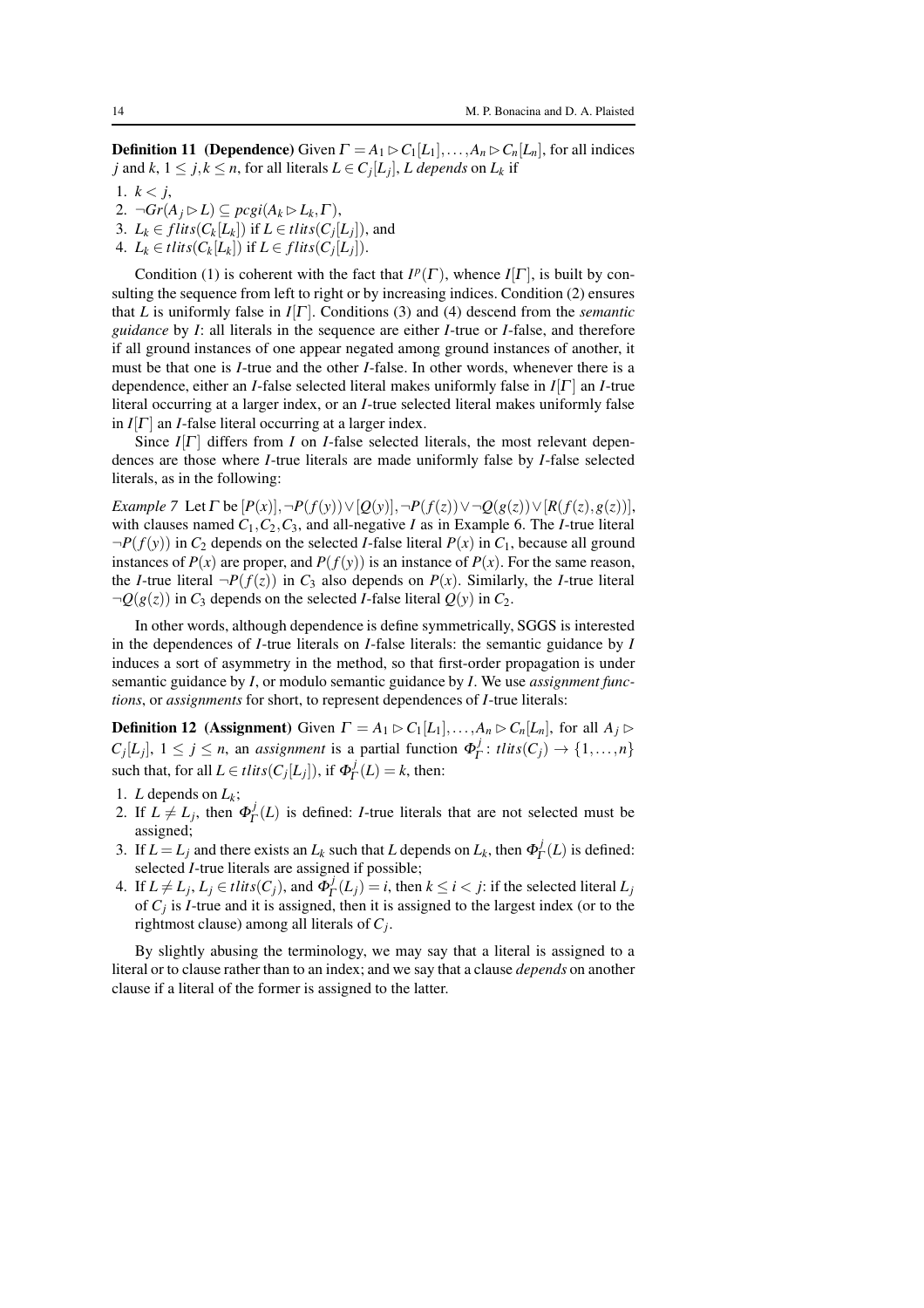**Definition 11 (Dependence)** Given $\Gamma = A_1 \rhd C_1[L_1], \ldots, A_n \rhd C_n[L_n]$, for all indices $j$ and $k$, $1 \leq j, k \leq n$, for all literals $L \in C_j[L_j]$, $L$ *depends* on $L_k$ if

1. $k < j$,
2. $\neg Gr(A_j \rhd L) \subseteq pcgi(A_k \rhd L_k, \Gamma)$,
3. $L_k \in flits(C_k[L_k])$ if $L \in tlits(C_j[L_j])$, and
4. $L_k \in tlits(C_k[L_k])$ if $L \in flits(C_j[L_j])$.

Condition (1) is coherent with the fact that $I^p(\Gamma)$, whence $I[\Gamma]$, is built by consulting the sequence from left to right or by increasing indices. Condition (2) ensures that $L$ is uniformly false in $I[\Gamma]$. Conditions (3) and (4) descend from the *semantic guidance* by $I$: all literals in the sequence are either $I$-true or $I$-false, and therefore if all ground instances of one appear negated among ground instances of another, it must be that one is $I$-true and the other $I$-false. In other words, whenever there is a dependence, either an $I$-false selected literal makes uniformly false in $I[\Gamma]$ an $I$-true literal occurring at a larger index, or an $I$-true selected literal makes uniformly false in $I[\Gamma]$ an $I$-false literal occurring at a larger index.

Since $I[\Gamma]$ differs from $I$ on $I$-false selected literals, the most relevant dependences are those where $I$-true literals are made uniformly false by $I$-false selected literals, as in the following:

*Example 7* Let $\Gamma$ be $[P(x)], \neg P(f(y)) \vee [Q(y)], \neg P(f(z)) \vee \neg Q(g(z)) \vee [R(f(z), g(z))]$, with clauses named $C_1, C_2, C_3$, and all-negative $I$ as in Example 6. The $I$-true literal $\neg P(f(y))$ in $C_2$ depends on the selected $I$-false literal $P(x)$ in $C_1$, because all ground instances of $P(x)$ are proper, and $P(f(y))$ is an instance of $P(x)$. For the same reason, the $I$-true literal $\neg P(f(z))$ in $C_3$ also depends on $P(x)$. Similarly, the $I$-true literal $\neg Q(g(z))$ in $C_3$ depends on the selected $I$-false literal $Q(y)$ in $C_2$.

In other words, although dependence is define symmetrically, SGGS is interested in the dependences of $I$-true literals on $I$-false literals: the semantic guidance by $I$ induces a sort of asymmetry in the method, so that first-order propagation is under semantic guidance by $I$, or modulo semantic guidance by $I$. We use *assignment functions*, or *assignments* for short, to represent dependences of $I$-true literals:

**Definition 12 (Assignment)** Given $\Gamma = A_1 \rhd C_1[L_1], \ldots, A_n \rhd C_n[L_n]$, for all $A_j \rhd C_j[L_j]$, $1 \leq j \leq n$, an *assignment* is a partial function $\Phi^j_\Gamma \colon tlits(C_j) \to \{1, \ldots, n\}$ such that, for all $L \in tlits(C_j[L_j])$, if $\Phi^j_\Gamma(L) = k$, then:

1. $L$ depends on $L_k$;
2. If $L \neq L_j$, then $\Phi^j_\Gamma(L)$ is defined: $I$-true literals that are not selected must be assigned;
3. If $L = L_j$ and there exists an $L_k$ such that $L$ depends on $L_k$, then $\Phi^j_\Gamma(L)$ is defined: selected $I$-true literals are assigned if possible;
4. If $L \neq L_j$, $L_j \in tlits(C_j)$, and $\Phi^j_\Gamma(L_j) = i$, then $k \leq i < j$: if the selected literal $L_j$ of $C_j$ is $I$-true and it is assigned, then it is assigned to the largest index (or to the rightmost clause) among all literals of $C_j$.

By slightly abusing the terminology, we may say that a literal is assigned to a literal or to clause rather than to an index; and we say that a clause *depends* on another clause if a literal of the former is assigned to the latter.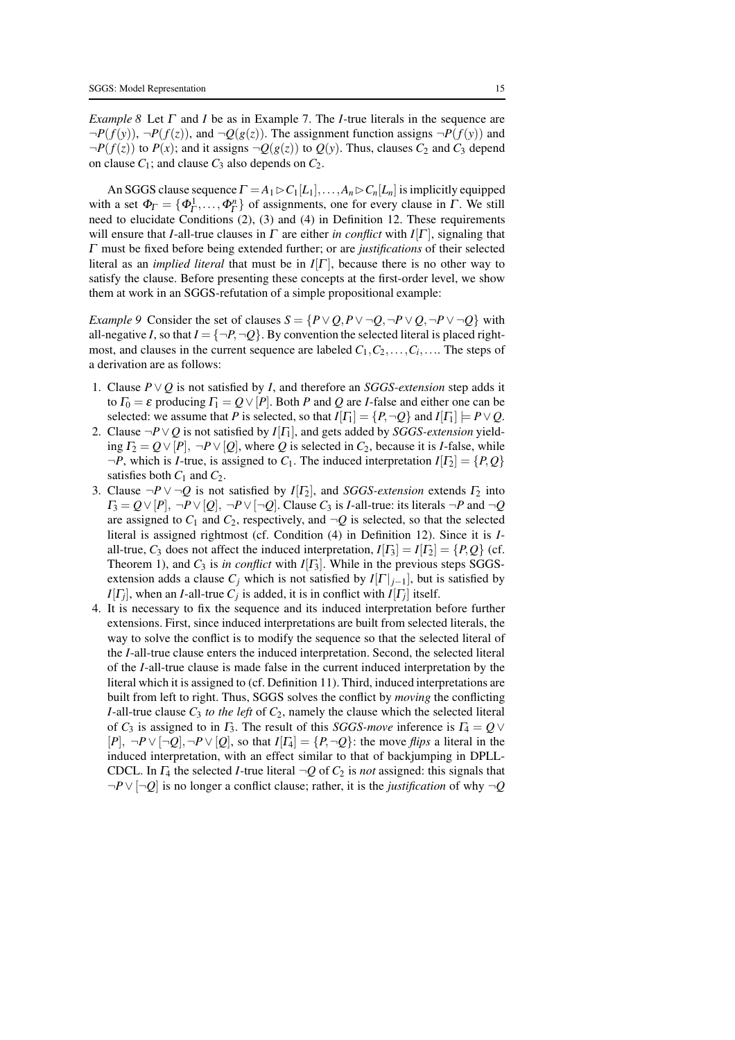*Example 8* Let $\Gamma$ and $I$ be as in Example 7. The $I$-true literals in the sequence are $\neg P(f(y))$, $\neg P(f(z))$, and $\neg Q(g(z))$. The assignment function assigns $\neg P(f(y))$ and $\neg P(f(z))$ to $P(x)$; and it assigns $\neg Q(g(z))$ to $Q(y)$. Thus, clauses $C_2$ and $C_3$ depend on clause $C_1$; and clause $C_3$ also depends on $C_2$.

An SGGS clause sequence $\Gamma = A_1 \triangleright C_1[L_1], \ldots, A_n \triangleright C_n[L_n]$ is implicitly equipped with a set $\Phi_\Gamma = \{\Phi^1_\Gamma, \ldots, \Phi^n_\Gamma\}$ of assignments, one for every clause in $\Gamma$. We still need to elucidate Conditions (2), (3) and (4) in Definition 12. These requirements will ensure that $I$-all-true clauses in $\Gamma$ are either *in conflict* with $I[\Gamma]$, signaling that $\Gamma$ must be fixed before being extended further; or are *justifications* of their selected literal as an *implied literal* that must be in $I[\Gamma]$, because there is no other way to satisfy the clause. Before presenting these concepts at the first-order level, we show them at work in an SGGS-refutation of a simple propositional example:

*Example 9* Consider the set of clauses $S = \{P \vee Q, P \vee \neg Q, \neg P \vee Q, \neg P \vee \neg Q\}$ with all-negative $I$, so that $I = \{\neg P, \neg Q\}$. By convention the selected literal is placed rightmost, and clauses in the current sequence are labeled $C_1, C_2, \ldots, C_i, \ldots$. The steps of a derivation are as follows:

1. Clause $P \vee Q$ is not satisfied by $I$, and therefore an *SGGS-extension* step adds it to $\Gamma_0 = \varepsilon$ producing $\Gamma_1 = Q \vee [P]$. Both $P$ and $Q$ are $I$-false and either one can be selected: we assume that $P$ is selected, so that $I[\Gamma_1] = \{P, \neg Q\}$ and $I[\Gamma_1] \models P \vee Q$.
2. Clause $\neg P \vee Q$ is not satisfied by $I[\Gamma_1]$, and gets added by *SGGS-extension* yielding $\Gamma_2 = Q \vee [P],\ \neg P \vee [Q]$, where $Q$ is selected in $C_2$, because it is $I$-false, while $\neg P$, which is $I$-true, is assigned to $C_1$. The induced interpretation $I[\Gamma_2] = \{P, Q\}$ satisfies both $C_1$ and $C_2$.
3. Clause $\neg P \vee \neg Q$ is not satisfied by $I[\Gamma_2]$, and *SGGS-extension* extends $\Gamma_2$ into $\Gamma_3 = Q \vee [P],\ \neg P \vee [Q],\ \neg P \vee [\neg Q]$. Clause $C_3$ is $I$-all-true: its literals $\neg P$ and $\neg Q$ are assigned to $C_1$ and $C_2$, respectively, and $\neg Q$ is selected, so that the selected literal is assigned rightmost (cf. Condition (4) in Definition 12). Since it is $I$-all-true, $C_3$ does not affect the induced interpretation, $I[\Gamma_3] = I[\Gamma_2] = \{P, Q\}$ (cf. Theorem 1), and $C_3$ is *in conflict* with $I[\Gamma_3]$. While in the previous steps SGGS-extension adds a clause $C_j$ which is not satisfied by $I[\Gamma|_{j-1}]$, but is satisfied by $I[\Gamma_j]$, when an $I$-all-true $C_j$ is added, it is in conflict with $I[\Gamma_j]$ itself.
4. It is necessary to fix the sequence and its induced interpretation before further extensions. First, since induced interpretations are built from selected literals, the way to solve the conflict is to modify the sequence so that the selected literal of the $I$-all-true clause enters the induced interpretation. Second, the selected literal of the $I$-all-true clause is made false in the current induced interpretation by the literal which it is assigned to (cf. Definition 11). Third, induced interpretations are built from left to right. Thus, SGGS solves the conflict by *moving* the conflicting $I$-all-true clause $C_3$ *to the left* of $C_2$, namely the clause which the selected literal of $C_3$ is assigned to in $\Gamma_3$. The result of this *SGGS-move* inference is $\Gamma_4 = Q \vee [P],\ \neg P \vee [\neg Q], \neg P \vee [Q]$, so that $I[\Gamma_4] = \{P, \neg Q\}$: the move *flips* a literal in the induced interpretation, with an effect similar to that of backjumping in DPLL-CDCL. In $\Gamma_4$ the selected $I$-true literal $\neg Q$ of $C_2$ is *not* assigned: this signals that $\neg P \vee [\neg Q]$ is no longer a conflict clause; rather, it is the *justification* of why $\neg Q$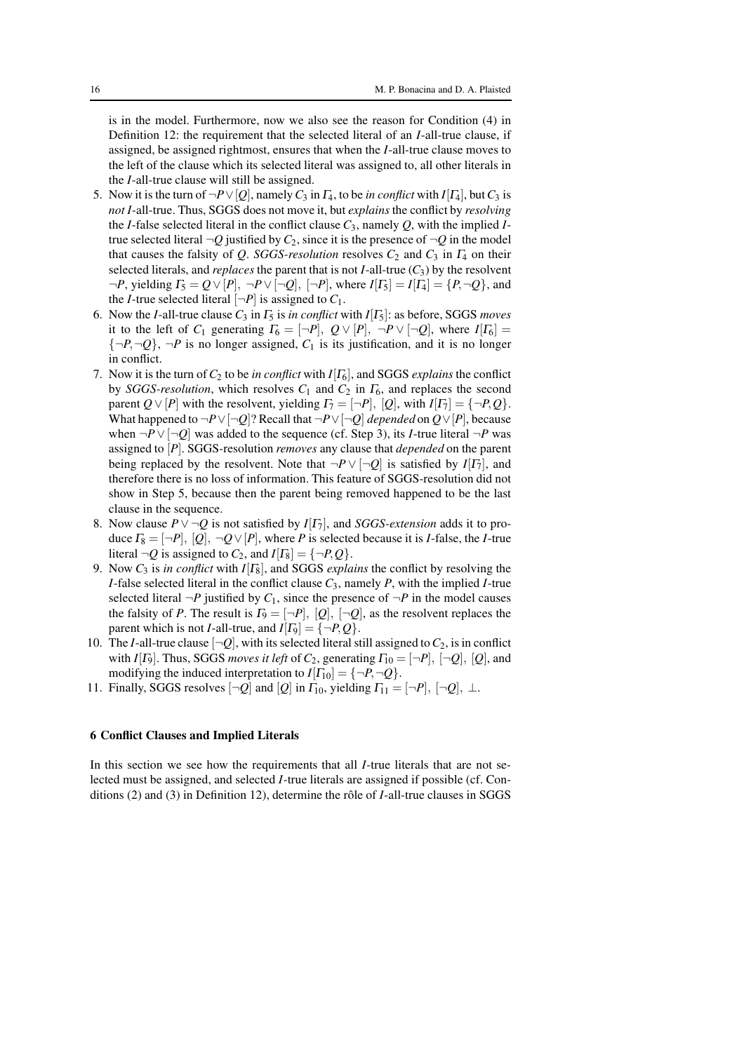is in the model. Furthermore, now we also see the reason for Condition (4) in Definition 12: the requirement that the selected literal of an $I$-all-true clause, if assigned, be assigned rightmost, ensures that when the $I$-all-true clause moves to the left of the clause which its selected literal was assigned to, all other literals in the $I$-all-true clause will still be assigned.

5. Now it is the turn of $\neg P \vee [Q]$, namely $C_3$ in $\Gamma_4$, to be *in conflict* with $I[\Gamma_4]$, but $C_3$ is *not* $I$-all-true. Thus, SGGS does not move it, but *explains* the conflict by *resolving* the $I$-false selected literal in the conflict clause $C_3$, namely $Q$, with the implied $I$-true selected literal $\neg Q$ justified by $C_2$, since it is the presence of $\neg Q$ in the model that causes the falsity of $Q$. *SGGS-resolution* resolves $C_2$ and $C_3$ in $\Gamma_4$ on their selected literals, and *replaces* the parent that is not $I$-all-true ($C_3$) by the resolvent $\neg P$, yielding $\Gamma_5 = Q \vee [P],\ \neg P \vee [\neg Q],\ [\neg P]$, where $I[\Gamma_5] = I[\Gamma_4] = \{P, \neg Q\}$, and the $I$-true selected literal $[\neg P]$ is assigned to $C_1$.
6. Now the $I$-all-true clause $C_3$ in $\Gamma_5$ is *in conflict* with $I[\Gamma_5]$: as before, SGGS *moves* it to the left of $C_1$ generating $\Gamma_6 = [\neg P],\ Q \vee [P],\ \neg P \vee [\neg Q]$, where $I[\Gamma_6] = \{\neg P, \neg Q\}$, $\neg P$ is no longer assigned, $C_1$ is its justification, and it is no longer in conflict.
7. Now it is the turn of $C_2$ to be *in conflict* with $I[\Gamma_6]$, and SGGS *explains* the conflict by *SGGS-resolution*, which resolves $C_1$ and $C_2$ in $\Gamma_6$, and replaces the second parent $Q \vee [P]$ with the resolvent, yielding $\Gamma_7 = [\neg P],\ [Q]$, with $I[\Gamma_7] = \{\neg P, Q\}$. What happened to $\neg P \vee [\neg Q]$? Recall that $\neg P \vee [\neg Q]$ *depended* on $Q \vee [P]$, because when $\neg P \vee [\neg Q]$ was added to the sequence (cf. Step 3), its $I$-true literal $\neg P$ was assigned to $[P]$. SGGS-resolution *removes* any clause that *depended* on the parent being replaced by the resolvent. Note that $\neg P \vee [\neg Q]$ is satisfied by $I[\Gamma_7]$, and therefore there is no loss of information. This feature of SGGS-resolution did not show in Step 5, because then the parent being removed happened to be the last clause in the sequence.
8. Now clause $P \vee \neg Q$ is not satisfied by $I[\Gamma_7]$, and *SGGS-extension* adds it to produce $\Gamma_8 = [\neg P],\ [Q],\ \neg Q \vee [P]$, where $P$ is selected because it is $I$-false, the $I$-true literal $\neg Q$ is assigned to $C_2$, and $I[\Gamma_8] = \{\neg P, Q\}$.
9. Now $C_3$ is *in conflict* with $I[\Gamma_8]$, and SGGS *explains* the conflict by resolving the $I$-false selected literal in the conflict clause $C_3$, namely $P$, with the implied $I$-true selected literal $\neg P$ justified by $C_1$, since the presence of $\neg P$ in the model causes the falsity of $P$. The result is $\Gamma_9 = [\neg P],\ [Q],\ [\neg Q]$, as the resolvent replaces the parent which is not $I$-all-true, and $I[\Gamma_9] = \{\neg P, Q\}$.
10. The $I$-all-true clause $[\neg Q]$, with its selected literal still assigned to $C_2$, is in conflict with $I[\Gamma_9]$. Thus, SGGS *moves it left* of $C_2$, generating $\Gamma_{10} = [\neg P],\ [\neg Q],\ [Q]$, and modifying the induced interpretation to $I[\Gamma_{10}] = \{\neg P, \neg Q\}$.
11. Finally, SGGS resolves $[\neg Q]$ and $[Q]$ in $\Gamma_{10}$, yielding $\Gamma_{11} = [\neg P],\ [\neg Q],\ \bot$.

## 6 Conflict Clauses and Implied Literals

In this section we see how the requirements that all $I$-true literals that are not selected must be assigned, and selected $I$-true literals are assigned if possible (cf. Conditions (2) and (3) in Definition 12), determine the rôle of $I$-all-true clauses in SGGS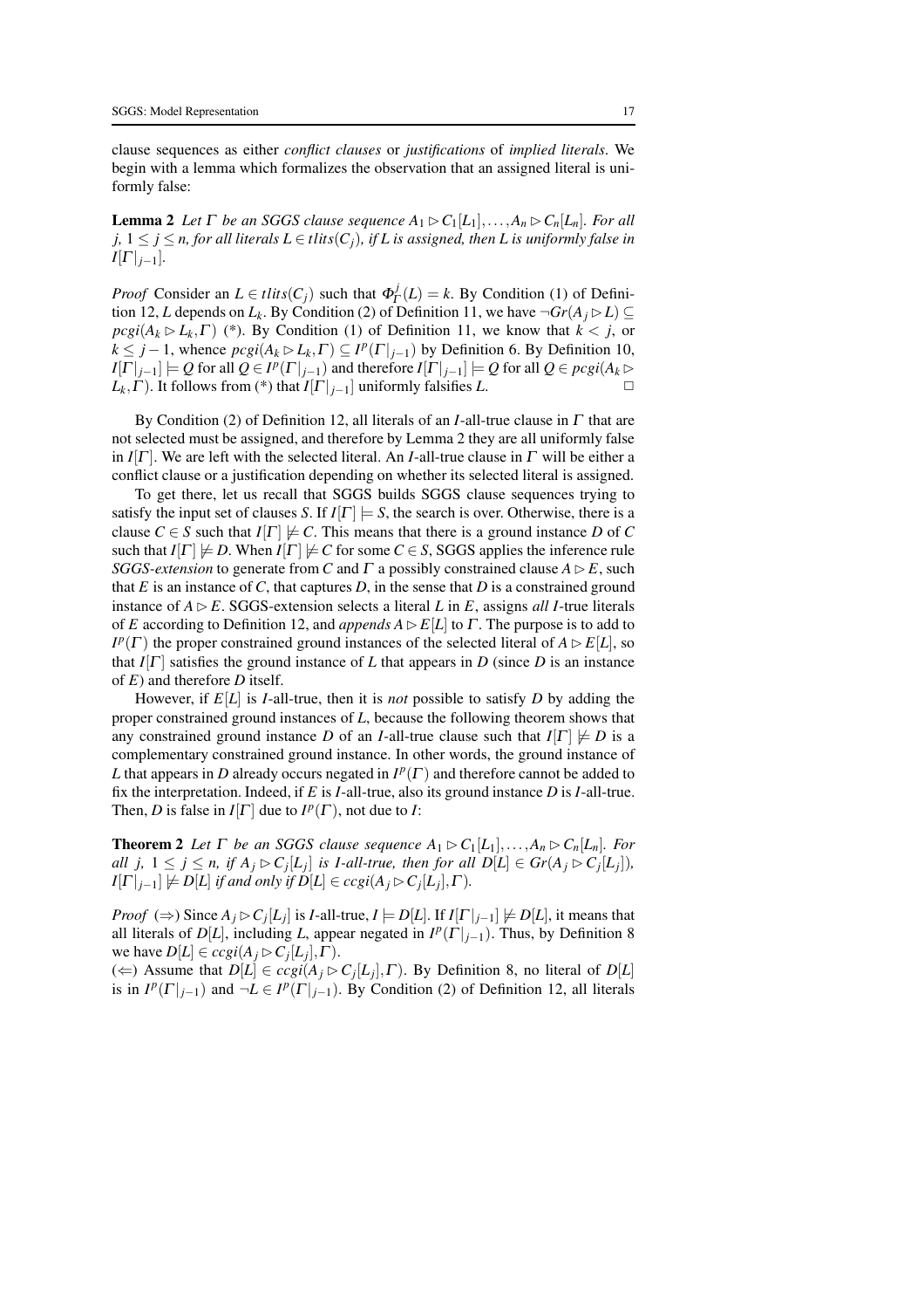clause sequences as either *conflict clauses* or *justifications* of *implied literals*. We begin with a lemma which formalizes the observation that an assigned literal is uniformly false:

**Lemma 2** *Let $\Gamma$ be an SGGS clause sequence $A_1 \rhd C_1[L_1], \ldots, A_n \rhd C_n[L_n]$. For all $j$, $1 \leq j \leq n$, for all literals $L \in tlits(C_j)$, if $L$ is assigned, then $L$ is uniformly false in $I[\Gamma|_{j-1}]$.*

*Proof* Consider an $L \in tlits(C_j)$ such that $\Phi^j_\Gamma(L) = k$. By Condition (1) of Definition 12, $L$ depends on $L_k$. By Condition (2) of Definition 11, we have $\neg Gr(A_j \rhd L) \subseteq pcgi(A_k \rhd L_k, \Gamma)$ (\*). By Condition (1) of Definition 11, we know that $k < j$, or $k \leq j-1$, whence $pcgi(A_k \rhd L_k, \Gamma) \subseteq I^p(\Gamma|_{j-1})$ by Definition 6. By Definition 10, $I[\Gamma|_{j-1}] \models Q$ for all $Q \in I^p(\Gamma|_{j-1})$ and therefore $I[\Gamma|_{j-1}] \models Q$ for all $Q \in pcgi(A_k \rhd L_k, \Gamma)$. It follows from (\*) that $I[\Gamma|_{j-1}]$ uniformly falsifies $L$. $\square$

By Condition (2) of Definition 12, all literals of an $I$-all-true clause in $\Gamma$ that are not selected must be assigned, and therefore by Lemma 2 they are all uniformly false in $I[\Gamma]$. We are left with the selected literal. An $I$-all-true clause in $\Gamma$ will be either a conflict clause or a justification depending on whether its selected literal is assigned.

To get there, let us recall that SGGS builds SGGS clause sequences trying to satisfy the input set of clauses $S$. If $I[\Gamma] \models S$, the search is over. Otherwise, there is a clause $C \in S$ such that $I[\Gamma] \not\models C$. This means that there is a ground instance $D$ of $C$ such that $I[\Gamma] \not\models D$. When $I[\Gamma] \not\models C$ for some $C \in S$, SGGS applies the inference rule *SGGS-extension* to generate from $C$ and $\Gamma$ a possibly constrained clause $A \rhd E$, such that $E$ is an instance of $C$, that captures $D$, in the sense that $D$ is a constrained ground instance of $A \rhd E$. SGGS-extension selects a literal $L$ in $E$, assigns *all* $I$-true literals of $E$ according to Definition 12, and *appends* $A \rhd E[L]$ to $\Gamma$. The purpose is to add to $I^p(\Gamma)$ the proper constrained ground instances of the selected literal of $A \rhd E[L]$, so that $I[\Gamma]$ satisfies the ground instance of $L$ that appears in $D$ (since $D$ is an instance of $E$) and therefore $D$ itself.

However, if $E[L]$ is $I$-all-true, then it is *not* possible to satisfy $D$ by adding the proper constrained ground instances of $L$, because the following theorem shows that any constrained ground instance $D$ of an $I$-all-true clause such that $I[\Gamma] \not\models D$ is a complementary constrained ground instance. In other words, the ground instance of $L$ that appears in $D$ already occurs negated in $I^p(\Gamma)$ and therefore cannot be added to fix the interpretation. Indeed, if $E$ is $I$-all-true, also its ground instance $D$ is $I$-all-true. Then, $D$ is false in $I[\Gamma]$ due to $I^p(\Gamma)$, not due to $I$:

**Theorem 2** *Let $\Gamma$ be an SGGS clause sequence $A_1 \rhd C_1[L_1], \ldots, A_n \rhd C_n[L_n]$. For all $j$, $1 \leq j \leq n$, if $A_j \rhd C_j[L_j]$ is $I$-all-true, then for all $D[L] \in Gr(A_j \rhd C_j[L_j])$, $I[\Gamma|_{j-1}] \not\models D[L]$ if and only if $D[L] \in ccgi(A_j \rhd C_j[L_j], \Gamma)$.*

*Proof* ($\Rightarrow$) Since $A_j \rhd C_j[L_j]$ is $I$-all-true, $I \models D[L]$. If $I[\Gamma|_{j-1}] \not\models D[L]$, it means that all literals of $D[L]$, including $L$, appear negated in $I^p(\Gamma|_{j-1})$. Thus, by Definition 8 we have $D[L] \in ccgi(A_j \rhd C_j[L_j], \Gamma)$.
($\Leftarrow$) Assume that $D[L] \in ccgi(A_j \rhd C_j[L_j], \Gamma)$. By Definition 8, no literal of $D[L]$ is in $I^p(\Gamma|_{j-1})$ and $\neg L \in I^p(\Gamma|_{j-1})$. By Condition (2) of Definition 12, all literals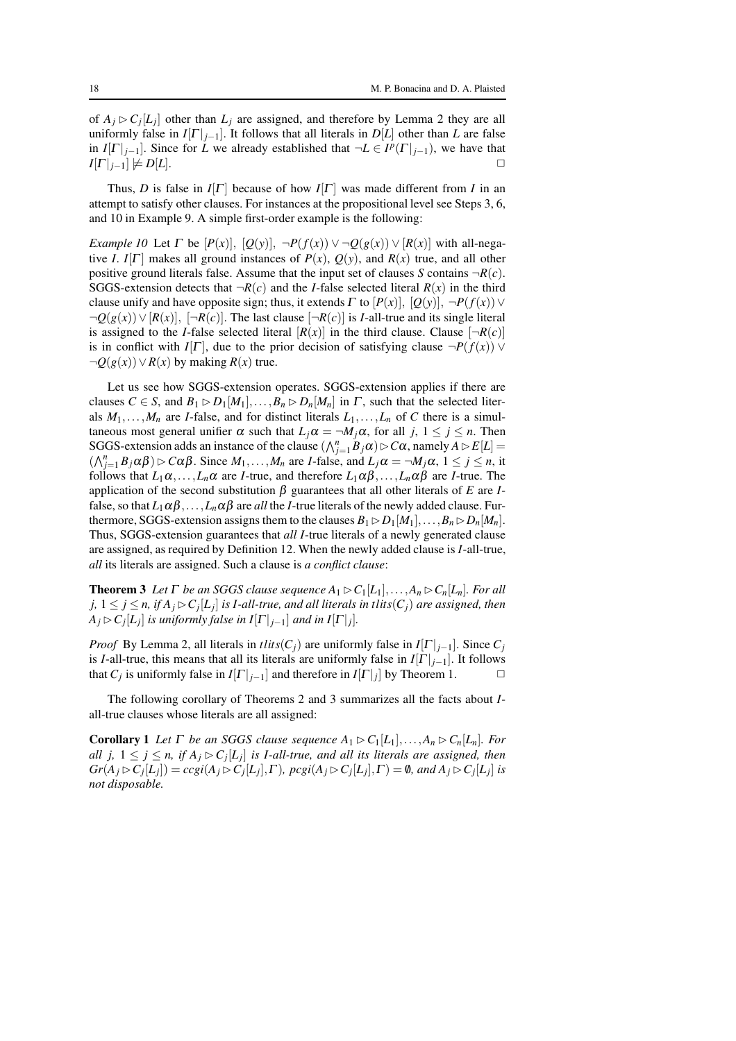of $A_j \rhd C_j[L_j]$ other than $L_j$ are assigned, and therefore by Lemma 2 they are all uniformly false in $I[\Gamma|_{j-1}]$. It follows that all literals in $D[L]$ other than $L$ are false in $I[\Gamma|_{j-1}]$. Since for $L$ we already established that $\neg L \in I^p(\Gamma|_{j-1})$, we have that $I[\Gamma|_{j-1}] \not\models D[L]$. □

Thus, $D$ is false in $I[\Gamma]$ because of how $I[\Gamma]$ was made different from $I$ in an attempt to satisfy other clauses. For instances at the propositional level see Steps 3, 6, and 10 in Example 9. A simple first-order example is the following:

*Example 10* Let $\Gamma$ be $[P(x)]$, $[Q(y)]$, $\neg P(f(x)) \vee \neg Q(g(x)) \vee [R(x)]$ with all-negative $I$. $I[\Gamma]$ makes all ground instances of $P(x)$, $Q(y)$, and $R(x)$ true, and all other positive ground literals false. Assume that the input set of clauses $S$ contains $\neg R(c)$. SGGS-extension detects that $\neg R(c)$ and the $I$-false selected literal $R(x)$ in the third clause unify and have opposite sign; thus, it extends $\Gamma$ to $[P(x)]$, $[Q(y)]$, $\neg P(f(x)) \vee \neg Q(g(x)) \vee [R(x)]$, $[\neg R(c)]$. The last clause $[\neg R(c)]$ is $I$-all-true and its single literal is assigned to the $I$-false selected literal $[R(x)]$ in the third clause. Clause $[\neg R(c)]$ is in conflict with $I[\Gamma]$, due to the prior decision of satisfying clause $\neg P(f(x)) \vee \neg Q(g(x)) \vee R(x)$ by making $R(x)$ true.

Let us see how SGGS-extension operates. SGGS-extension applies if there are clauses $C \in S$, and $B_1 \rhd D_1[M_1], \ldots, B_n \rhd D_n[M_n]$ in $\Gamma$, such that the selected literals $M_1, \ldots, M_n$ are $I$-false, and for distinct literals $L_1, \ldots, L_n$ of $C$ there is a simultaneous most general unifier $\alpha$ such that $L_j\alpha = \neg M_j\alpha$, for all $j$, $1 \leq j \leq n$. Then SGGS-extension adds an instance of the clause $(\bigwedge_{j=1}^{n} B_j\alpha) \rhd C\alpha$, namely $A \rhd E[L] = (\bigwedge_{j=1}^{n} B_j\alpha\beta) \rhd C\alpha\beta$. Since $M_1, \ldots, M_n$ are $I$-false, and $L_j\alpha = \neg M_j\alpha$, $1 \leq j \leq n$, it follows that $L_1\alpha, \ldots, L_n\alpha$ are $I$-true, and therefore $L_1\alpha\beta, \ldots, L_n\alpha\beta$ are $I$-true. The application of the second substitution $\beta$ guarantees that all other literals of $E$ are $I$-false, so that $L_1\alpha\beta, \ldots, L_n\alpha\beta$ are *all* the $I$-true literals of the newly added clause. Furthermore, SGGS-extension assigns them to the clauses $B_1 \rhd D_1[M_1], \ldots, B_n \rhd D_n[M_n]$. Thus, SGGS-extension guarantees that *all* $I$-true literals of a newly generated clause are assigned, as required by Definition 12. When the newly added clause is $I$-all-true, *all* its literals are assigned. Such a clause is *a conflict clause*:

**Theorem 3** *Let $\Gamma$ be an SGGS clause sequence $A_1 \rhd C_1[L_1], \ldots, A_n \rhd C_n[L_n]$. For all $j$, $1 \leq j \leq n$, if $A_j \rhd C_j[L_j]$ is $I$-all-true, and all literals in $tlits(C_j)$ are assigned, then $A_j \rhd C_j[L_j]$ is uniformly false in $I[\Gamma|_{j-1}]$ and in $I[\Gamma|_j]$.*

*Proof* By Lemma 2, all literals in $tlits(C_j)$ are uniformly false in $I[\Gamma|_{j-1}]$. Since $C_j$ is $I$-all-true, this means that all its literals are uniformly false in $I[\Gamma|_{j-1}]$. It follows that $C_j$ is uniformly false in $I[\Gamma|_{j-1}]$ and therefore in $I[\Gamma|_j]$ by Theorem 1. □

The following corollary of Theorems 2 and 3 summarizes all the facts about $I$-all-true clauses whose literals are all assigned:

**Corollary 1** *Let $\Gamma$ be an SGGS clause sequence $A_1 \rhd C_1[L_1], \ldots, A_n \rhd C_n[L_n]$. For all $j$, $1 \leq j \leq n$, if $A_j \rhd C_j[L_j]$ is $I$-all-true, and all its literals are assigned, then $Gr(A_j \rhd C_j[L_j]) = ccgi(A_j \rhd C_j[L_j], \Gamma)$, $pcgi(A_j \rhd C_j[L_j], \Gamma) = \emptyset$, and $A_j \rhd C_j[L_j]$ is not disposable.*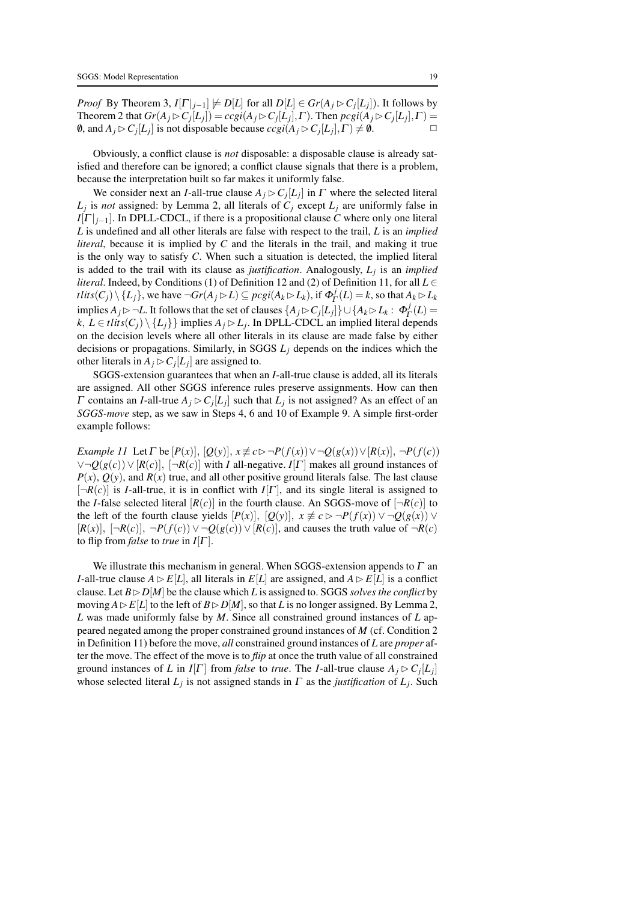*Proof* By Theorem 3, $I[\Gamma|_{j-1}] \not\models D[L]$ for all $D[L] \in Gr(A_j \rhd C_j[L_j])$. It follows by Theorem 2 that $Gr(A_j \rhd C_j[L_j]) = ccgi(A_j \rhd C_j[L_j], \Gamma)$. Then $pcgi(A_j \rhd C_j[L_j], \Gamma) = \emptyset$, and $A_j \rhd C_j[L_j]$ is not disposable because $ccgi(A_j \rhd C_j[L_j], \Gamma) \neq \emptyset$. $\square$

Obviously, a conflict clause is *not* disposable: a disposable clause is already satisfied and therefore can be ignored; a conflict clause signals that there is a problem, because the interpretation built so far makes it uniformly false.

We consider next an $I$-all-true clause $A_j \rhd C_j[L_j]$ in $\Gamma$ where the selected literal $L_j$ is *not* assigned: by Lemma 2, all literals of $C_j$ except $L_j$ are uniformly false in $I[\Gamma|_{j-1}]$. In DPLL-CDCL, if there is a propositional clause $C$ where only one literal $L$ is undefined and all other literals are false with respect to the trail, $L$ is an *implied literal*, because it is implied by $C$ and the literals in the trail, and making it true is the only way to satisfy $C$. When such a situation is detected, the implied literal is added to the trail with its clause as *justification*. Analogously, $L_j$ is an *implied literal*. Indeed, by Conditions (1) of Definition 12 and (2) of Definition 11, for all $L \in tlits(C_j) \setminus \{L_j\}$, we have $\neg Gr(A_j \rhd L) \subseteq pcgi(A_k \rhd L_k)$, if $\Phi^j_\Gamma(L) = k$, so that $A_k \rhd L_k$ implies $A_j \rhd \neg L$. It follows that the set of clauses $\{A_j \rhd C_j[L_j]\} \cup \{A_k \rhd L_k :\ \Phi^j_\Gamma(L) = k,\ L \in tlits(C_j) \setminus \{L_j\}\}$ implies $A_j \rhd L_j$. In DPLL-CDCL an implied literal depends on the decision levels where all other literals in its clause are made false by either decisions or propagations. Similarly, in SGGS $L_j$ depends on the indices which the other literals in $A_j \rhd C_j[L_j]$ are assigned to.

SGGS-extension guarantees that when an $I$-all-true clause is added, all its literals are assigned. All other SGGS inference rules preserve assignments. How can then $\Gamma$ contains an $I$-all-true $A_j \rhd C_j[L_j]$ such that $L_j$ is not assigned? As an effect of an *SGGS-move* step, as we saw in Steps 4, 6 and 10 of Example 9. A simple first-order example follows:

*Example 11* Let $\Gamma$ be $[P(x)],\ [Q(y)],\ x \not\equiv c \rhd \neg P(f(x)) \vee \neg Q(g(x)) \vee [R(x)],\ \neg P(f(c)) \vee \neg Q(g(c)) \vee [R(c)],\ [\neg R(c)]$ with $I$ all-negative. $I[\Gamma]$ makes all ground instances of $P(x)$, $Q(y)$, and $R(x)$ true, and all other positive ground literals false. The last clause $[\neg R(c)]$ is $I$-all-true, it is in conflict with $I[\Gamma]$, and its single literal is assigned to the $I$-false selected literal $[R(c)]$ in the fourth clause. An SGGS-move of $[\neg R(c)]$ to the left of the fourth clause yields $[P(x)],\ [Q(y)],\ x \not\equiv c \rhd \neg P(f(x)) \vee \neg Q(g(x)) \vee [R(x)],\ [\neg R(c)],\ \neg P(f(c)) \vee \neg Q(g(c)) \vee [R(c)]$, and causes the truth value of $\neg R(c)$ to flip from *false* to *true* in $I[\Gamma]$.

We illustrate this mechanism in general. When SGGS-extension appends to $\Gamma$ an $I$-all-true clause $A \rhd E[L]$, all literals in $E[L]$ are assigned, and $A \rhd E[L]$ is a conflict clause. Let $B \rhd D[M]$ be the clause which $L$ is assigned to. SGGS *solves the conflict* by moving $A \rhd E[L]$ to the left of $B \rhd D[M]$, so that $L$ is no longer assigned. By Lemma 2, $L$ was made uniformly false by $M$. Since all constrained ground instances of $L$ appeared negated among the proper constrained ground instances of $M$ (cf. Condition 2 in Definition 11) before the move, *all* constrained ground instances of $L$ are *proper* after the move. The effect of the move is to *flip* at once the truth value of all constrained ground instances of $L$ in $I[\Gamma]$ from *false* to *true*. The $I$-all-true clause $A_j \rhd C_j[L_j]$ whose selected literal $L_j$ is not assigned stands in $\Gamma$ as the *justification* of $L_j$. Such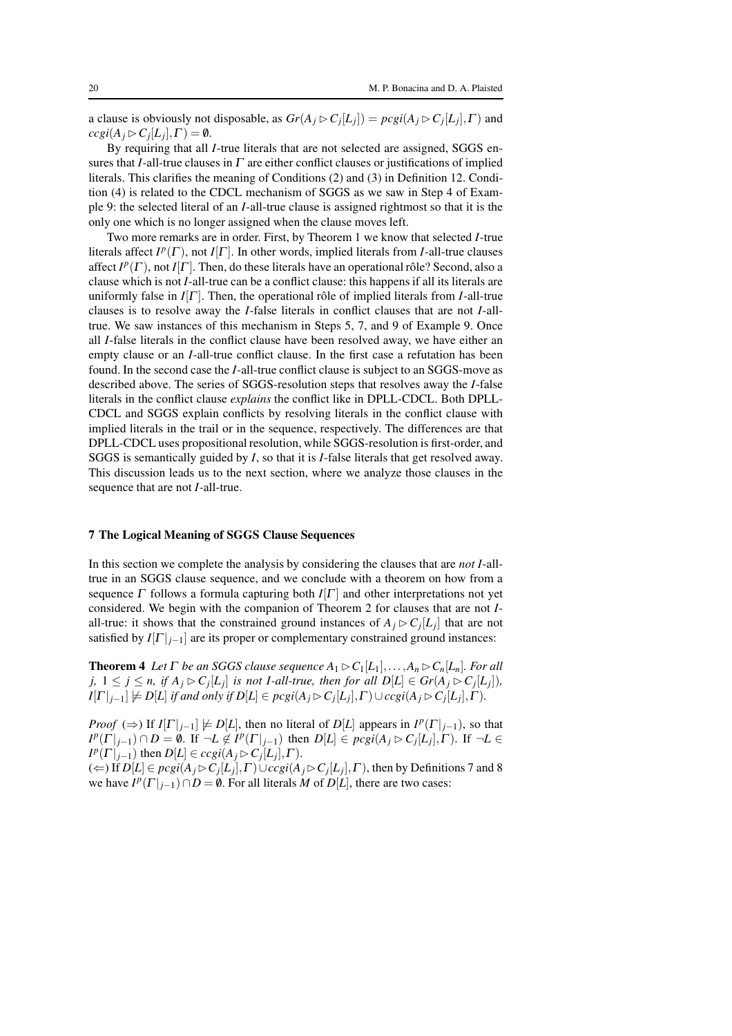a clause is obviously not disposable, as $Gr(A_j \rhd C_j[L_j]) = pcgi(A_j \rhd C_j[L_j], \Gamma)$ and $ccgi(A_j \rhd C_j[L_j], \Gamma) = \emptyset$.

By requiring that all *I*-true literals that are not selected are assigned, SGGS ensures that *I*-all-true clauses in $\Gamma$ are either conflict clauses or justifications of implied literals. This clarifies the meaning of Conditions (2) and (3) in Definition 12. Condition (4) is related to the CDCL mechanism of SGGS as we saw in Step 4 of Example 9: the selected literal of an *I*-all-true clause is assigned rightmost so that it is the only one which is no longer assigned when the clause moves left.

Two more remarks are in order. First, by Theorem 1 we know that selected *I*-true literals affect $I^p(\Gamma)$, not $I[\Gamma]$. In other words, implied literals from *I*-all-true clauses affect $I^p(\Gamma)$, not $I[\Gamma]$. Then, do these literals have an operational rôle? Second, also a clause which is not *I*-all-true can be a conflict clause: this happens if all its literals are uniformly false in $I[\Gamma]$. Then, the operational rôle of implied literals from *I*-all-true clauses is to resolve away the *I*-false literals in conflict clauses that are not *I*-all-true. We saw instances of this mechanism in Steps 5, 7, and 9 of Example 9. Once all *I*-false literals in the conflict clause have been resolved away, we have either an empty clause or an *I*-all-true conflict clause. In the first case a refutation has been found. In the second case the *I*-all-true conflict clause is subject to an SGGS-move as described above. The series of SGGS-resolution steps that resolves away the *I*-false literals in the conflict clause *explains* the conflict like in DPLL-CDCL. Both DPLL-CDCL and SGGS explain conflicts by resolving literals in the conflict clause with implied literals in the trail or in the sequence, respectively. The differences are that DPLL-CDCL uses propositional resolution, while SGGS-resolution is first-order, and SGGS is semantically guided by *I*, so that it is *I*-false literals that get resolved away. This discussion leads us to the next section, where we analyze those clauses in the sequence that are not *I*-all-true.

## 7 The Logical Meaning of SGGS Clause Sequences

In this section we complete the analysis by considering the clauses that are *not* *I*-all-true in an SGGS clause sequence, and we conclude with a theorem on how from a sequence $\Gamma$ follows a formula capturing both $I[\Gamma]$ and other interpretations not yet considered. We begin with the companion of Theorem 2 for clauses that are not *I*-all-true: it shows that the constrained ground instances of $A_j \rhd C_j[L_j]$ that are not satisfied by $I[\Gamma|_{j-1}]$ are its proper or complementary constrained ground instances:

**Theorem 4** *Let $\Gamma$ be an SGGS clause sequence $A_1 \rhd C_1[L_1], \ldots, A_n \rhd C_n[L_n]$. For all $j$, $1 \leq j \leq n$, if $A_j \rhd C_j[L_j]$ is not I-all-true, then for all $D[L] \in Gr(A_j \rhd C_j[L_j])$, $I[\Gamma|_{j-1}] \not\models D[L]$ if and only if $D[L] \in pcgi(A_j \rhd C_j[L_j], \Gamma) \cup ccgi(A_j \rhd C_j[L_j], \Gamma)$.*

*Proof* ($\Rightarrow$) If $I[\Gamma|_{j-1}] \not\models D[L]$, then no literal of $D[L]$ appears in $I^p(\Gamma|_{j-1})$, so that $I^p(\Gamma|_{j-1}) \cap D = \emptyset$. If $\neg L \notin I^p(\Gamma|_{j-1})$ then $D[L] \in pcgi(A_j \rhd C_j[L_j], \Gamma)$. If $\neg L \in I^p(\Gamma|_{j-1})$ then $D[L] \in ccgi(A_j \rhd C_j[L_j], \Gamma)$.
($\Leftarrow$) If $D[L] \in pcgi(A_j \rhd C_j[L_j], \Gamma) \cup ccgi(A_j \rhd C_j[L_j], \Gamma)$, then by Definitions 7 and 8 we have $I^p(\Gamma|_{j-1}) \cap D = \emptyset$. For all literals $M$ of $D[L]$, there are two cases: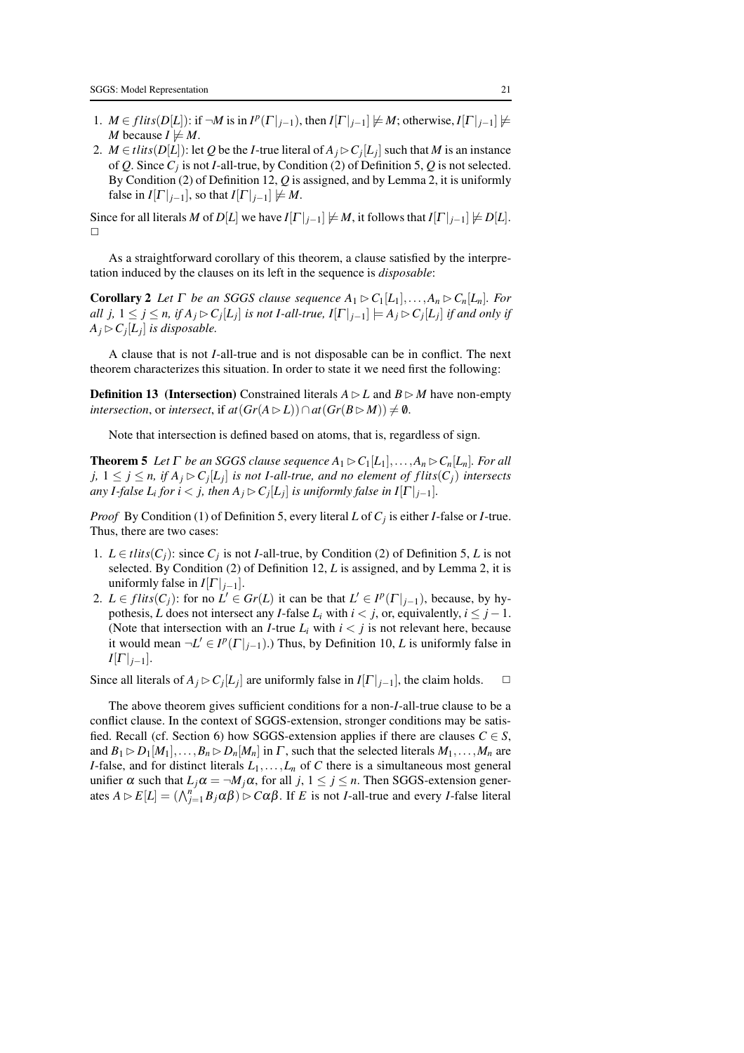1. $M \in flits(D[L])$: if $\neg M$ is in $I^p(\Gamma|_{j-1})$, then $I[\Gamma|_{j-1}] \not\models M$; otherwise, $I[\Gamma|_{j-1}] \not\models M$ because $I \not\models M$.
2. $M \in tlits(D[L])$: let $Q$ be the $I$-true literal of $A_j \rhd C_j[L_j]$ such that $M$ is an instance of $Q$. Since $C_j$ is not $I$-all-true, by Condition (2) of Definition 5, $Q$ is not selected. By Condition (2) of Definition 12, $Q$ is assigned, and by Lemma 2, it is uniformly false in $I[\Gamma|_{j-1}]$, so that $I[\Gamma|_{j-1}] \not\models M$.

Since for all literals $M$ of $D[L]$ we have $I[\Gamma|_{j-1}] \not\models M$, it follows that $I[\Gamma|_{j-1}] \not\models D[L]$. □

As a straightforward corollary of this theorem, a clause satisfied by the interpretation induced by the clauses on its left in the sequence is *disposable*:

**Corollary 2** *Let $\Gamma$ be an SGGS clause sequence $A_1 \rhd C_1[L_1], \ldots, A_n \rhd C_n[L_n]$. For all $j$, $1 \leq j \leq n$, if $A_j \rhd C_j[L_j]$ is not I-all-true, $I[\Gamma|_{j-1}] \models A_j \rhd C_j[L_j]$ if and only if $A_j \rhd C_j[L_j]$ is disposable.*

A clause that is not $I$-all-true and is not disposable can be in conflict. The next theorem characterizes this situation. In order to state it we need first the following:

**Definition 13 (Intersection)** Constrained literals $A \rhd L$ and $B \rhd M$ have non-empty *intersection*, or *intersect*, if $at(Gr(A \rhd L)) \cap at(Gr(B \rhd M)) \neq \emptyset$.

Note that intersection is defined based on atoms, that is, regardless of sign.

**Theorem 5** *Let $\Gamma$ be an SGGS clause sequence $A_1 \rhd C_1[L_1], \ldots, A_n \rhd C_n[L_n]$. For all $j$, $1 \leq j \leq n$, if $A_j \rhd C_j[L_j]$ is not I-all-true, and no element of $flits(C_j)$ intersects any I-false $L_i$ for $i < j$, then $A_j \rhd C_j[L_j]$ is uniformly false in $I[\Gamma|_{j-1}]$.*

*Proof* By Condition (1) of Definition 5, every literal $L$ of $C_j$ is either $I$-false or $I$-true. Thus, there are two cases:

1. $L \in tlits(C_j)$: since $C_j$ is not $I$-all-true, by Condition (2) of Definition 5, $L$ is not selected. By Condition (2) of Definition 12, $L$ is assigned, and by Lemma 2, it is uniformly false in $I[\Gamma|_{j-1}]$.
2. $L \in flits(C_j)$: for no $L' \in Gr(L)$ it can be that $L' \in I^p(\Gamma|_{j-1})$, because, by hypothesis, $L$ does not intersect any $I$-false $L_i$ with $i < j$, or, equivalently, $i \leq j-1$. (Note that intersection with an $I$-true $L_i$ with $i < j$ is not relevant here, because it would mean $\neg L' \in I^p(\Gamma|_{j-1})$.) Thus, by Definition 10, $L$ is uniformly false in $I[\Gamma|_{j-1}]$.

Since all literals of $A_j \rhd C_j[L_j]$ are uniformly false in $I[\Gamma|_{j-1}]$, the claim holds. □

The above theorem gives sufficient conditions for a non-$I$-all-true clause to be a conflict clause. In the context of SGGS-extension, stronger conditions may be satisfied. Recall (cf. Section 6) how SGGS-extension applies if there are clauses $C \in S$, and $B_1 \rhd D_1[M_1], \ldots, B_n \rhd D_n[M_n]$ in $\Gamma$, such that the selected literals $M_1, \ldots, M_n$ are $I$-false, and for distinct literals $L_1, \ldots, L_n$ of $C$ there is a simultaneous most general unifier $\alpha$ such that $L_j\alpha = \neg M_j\alpha$, for all $j$, $1 \leq j \leq n$. Then SGGS-extension generates $A \rhd E[L] = (\bigwedge_{j=1}^{n} B_j\alpha\beta) \rhd C\alpha\beta$. If $E$ is not $I$-all-true and every $I$-false literal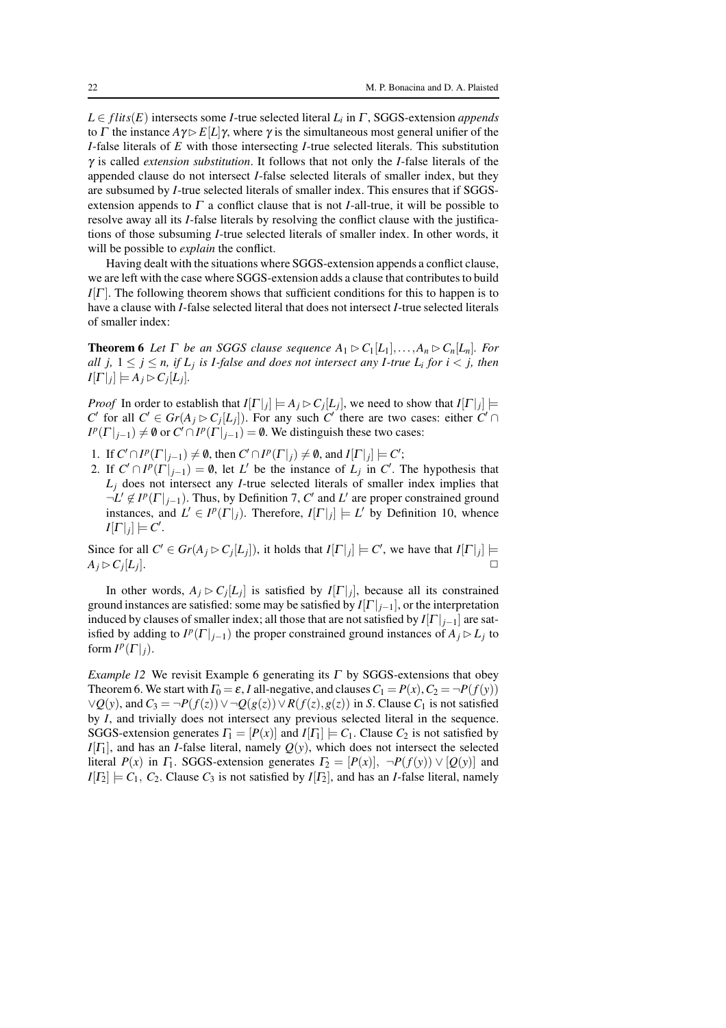$L \in flits(E)$ intersects some $I$-true selected literal $L_i$ in $\Gamma$, SGGS-extension *appends* to $\Gamma$ the instance $A\gamma \rhd E[L]\gamma$, where $\gamma$ is the simultaneous most general unifier of the $I$-false literals of $E$ with those intersecting $I$-true selected literals. This substitution $\gamma$ is called *extension substitution*. It follows that not only the $I$-false literals of the appended clause do not intersect $I$-false selected literals of smaller index, but they are subsumed by $I$-true selected literals of smaller index. This ensures that if SGGS-extension appends to $\Gamma$ a conflict clause that is not $I$-all-true, it will be possible to resolve away all its $I$-false literals by resolving the conflict clause with the justifications of those subsuming $I$-true selected literals of smaller index. In other words, it will be possible to *explain* the conflict.

Having dealt with the situations where SGGS-extension appends a conflict clause, we are left with the case where SGGS-extension adds a clause that contributes to build $I[\Gamma]$. The following theorem shows that sufficient conditions for this to happen is to have a clause with $I$-false selected literal that does not intersect $I$-true selected literals of smaller index:

**Theorem 6** *Let $\Gamma$ be an SGGS clause sequence $A_1 \rhd C_1[L_1], \ldots, A_n \rhd C_n[L_n]$. For all $j$, $1 \leq j \leq n$, if $L_j$ is $I$-false and does not intersect any $I$-true $L_i$ for $i < j$, then $I[\Gamma|_j] \models A_j \rhd C_j[L_j]$.*

*Proof* In order to establish that $I[\Gamma|_j] \models A_j \rhd C_j[L_j]$, we need to show that $I[\Gamma|_j] \models C'$ for all $C' \in Gr(A_j \rhd C_j[L_j])$. For any such $C'$ there are two cases: either $C' \cap I^p(\Gamma|_{j-1}) \neq \emptyset$ or $C' \cap I^p(\Gamma|_{j-1}) = \emptyset$. We distinguish these two cases:

1. If $C' \cap I^p(\Gamma|_{j-1}) \neq \emptyset$, then $C' \cap I^p(\Gamma|_j) \neq \emptyset$, and $I[\Gamma|_j] \models C'$;
2. If $C' \cap I^p(\Gamma|_{j-1}) = \emptyset$, let $L'$ be the instance of $L_j$ in $C'$. The hypothesis that $L_j$ does not intersect any $I$-true selected literals of smaller index implies that $\neg L' \notin I^p(\Gamma|_{j-1})$. Thus, by Definition 7, $C'$ and $L'$ are proper constrained ground instances, and $L' \in I^p(\Gamma|_j)$. Therefore, $I[\Gamma|_j] \models L'$ by Definition 10, whence $I[\Gamma|_j] \models C'$.

Since for all $C' \in Gr(A_j \rhd C_j[L_j])$, it holds that $I[\Gamma|_j] \models C'$, we have that $I[\Gamma|_j] \models A_j \rhd C_j[L_j]$. $\square$

In other words, $A_j \rhd C_j[L_j]$ is satisfied by $I[\Gamma|_j]$, because all its constrained ground instances are satisfied: some may be satisfied by $I[\Gamma|_{j-1}]$, or the interpretation induced by clauses of smaller index; all those that are not satisfied by $I[\Gamma|_{j-1}]$ are satisfied by adding to $I^p(\Gamma|_{j-1})$ the proper constrained ground instances of $A_j \rhd L_j$ to form $I^p(\Gamma|_j)$.

*Example 12* We revisit Example 6 generating its $\Gamma$ by SGGS-extensions that obey Theorem 6. We start with $\Gamma_0 = \varepsilon$, $I$ all-negative, and clauses $C_1 = P(x)$, $C_2 = \neg P(f(y)) \vee Q(y)$, and $C_3 = \neg P(f(z)) \vee \neg Q(g(z)) \vee R(f(z), g(z))$ in $S$. Clause $C_1$ is not satisfied by $I$, and trivially does not intersect any previous selected literal in the sequence. SGGS-extension generates $\Gamma_1 = [P(x)]$ and $I[\Gamma_1] \models C_1$. Clause $C_2$ is not satisfied by $I[\Gamma_1]$, and has an $I$-false literal, namely $Q(y)$, which does not intersect the selected literal $P(x)$ in $\Gamma_1$. SGGS-extension generates $\Gamma_2 = [P(x)],\ \neg P(f(y)) \vee [Q(y)]$ and $I[\Gamma_2] \models C_1,\ C_2$. Clause $C_3$ is not satisfied by $I[\Gamma_2]$, and has an $I$-false literal, namely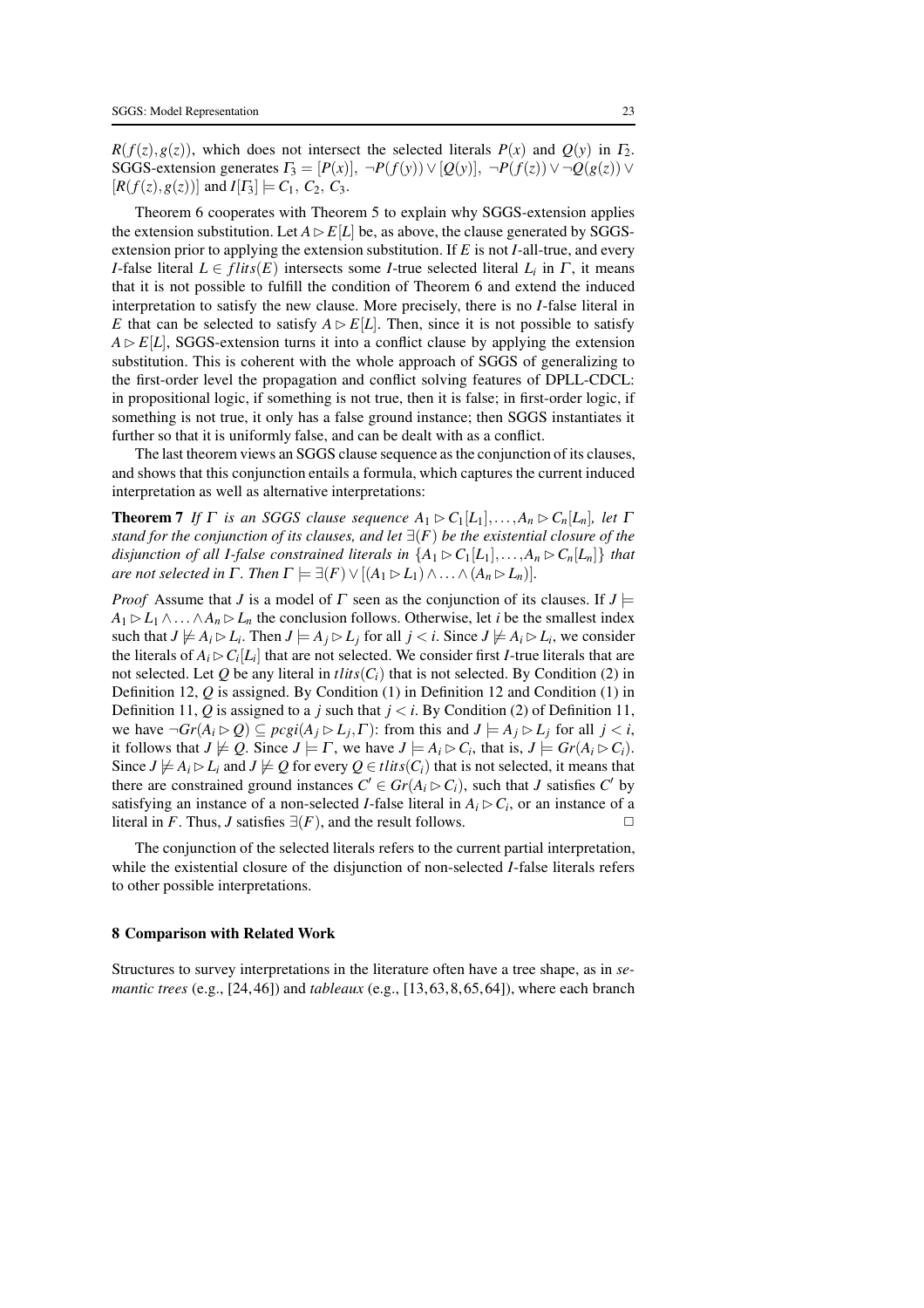$R(f(z),g(z))$, which does not intersect the selected literals $P(x)$ and $Q(y)$ in $\Gamma_2$. SGGS-extension generates $\Gamma_3 = [P(x)],\ \neg P(f(y)) \vee [Q(y)],\ \neg P(f(z)) \vee \neg Q(g(z)) \vee [R(f(z),g(z))]$ and $I[\Gamma_3] \models C_1,\ C_2,\ C_3$.

Theorem 6 cooperates with Theorem 5 to explain why SGGS-extension applies the extension substitution. Let $A \rhd E[L]$ be, as above, the clause generated by SGGS-extension prior to applying the extension substitution. If $E$ is not $I$-all-true, and every $I$-false literal $L \in flits(E)$ intersects some $I$-true selected literal $L_i$ in $\Gamma$, it means that it is not possible to fulfill the condition of Theorem 6 and extend the induced interpretation to satisfy the new clause. More precisely, there is no $I$-false literal in $E$ that can be selected to satisfy $A \rhd E[L]$. Then, since it is not possible to satisfy $A \rhd E[L]$, SGGS-extension turns it into a conflict clause by applying the extension substitution. This is coherent with the whole approach of SGGS of generalizing to the first-order level the propagation and conflict solving features of DPLL-CDCL: in propositional logic, if something is not true, then it is false; in first-order logic, if something is not true, it only has a false ground instance; then SGGS instantiates it further so that it is uniformly false, and can be dealt with as a conflict.

The last theorem views an SGGS clause sequence as the conjunction of its clauses, and shows that this conjunction entails a formula, which captures the current induced interpretation as well as alternative interpretations:

**Theorem 7** *If $\Gamma$ is an SGGS clause sequence $A_1 \rhd C_1[L_1],\ldots,A_n \rhd C_n[L_n]$, let $\Gamma$ stand for the conjunction of its clauses, and let $\exists(F)$ be the existential closure of the disjunction of all I-false constrained literals in $\{A_1 \rhd C_1[L_1],\ldots,A_n \rhd C_n[L_n]\}$ that are not selected in $\Gamma$. Then $\Gamma \models \exists(F) \vee [(A_1 \rhd L_1) \wedge \ldots \wedge (A_n \rhd L_n)]$.*

*Proof* Assume that $J$ is a model of $\Gamma$ seen as the conjunction of its clauses. If $J \models A_1 \rhd L_1 \wedge \ldots \wedge A_n \rhd L_n$ the conclusion follows. Otherwise, let $i$ be the smallest index such that $J \not\models A_i \rhd L_i$. Then $J \models A_j \rhd L_j$ for all $j < i$. Since $J \not\models A_i \rhd L_i$, we consider the literals of $A_i \rhd C_i[L_i]$ that are not selected. We consider first $I$-true literals that are not selected. Let $Q$ be any literal in $tlits(C_i)$ that is not selected. By Condition (2) in Definition 12, $Q$ is assigned. By Condition (1) in Definition 12 and Condition (1) in Definition 11, $Q$ is assigned to a $j$ such that $j < i$. By Condition (2) of Definition 11, we have $\neg Gr(A_i \rhd Q) \subseteq pcgi(A_j \rhd L_j, \Gamma)$: from this and $J \models A_j \rhd L_j$ for all $j < i$, it follows that $J \not\models Q$. Since $J \models \Gamma$, we have $J \models A_i \rhd C_i$, that is, $J \models Gr(A_i \rhd C_i)$. Since $J \not\models A_i \rhd L_i$ and $J \not\models Q$ for every $Q \in tlits(C_i)$ that is not selected, it means that there are constrained ground instances $C' \in Gr(A_i \rhd C_i)$, such that $J$ satisfies $C'$ by satisfying an instance of a non-selected $I$-false literal in $A_i \rhd C_i$, or an instance of a literal in $F$. Thus, $J$ satisfies $\exists(F)$, and the result follows. $\square$

The conjunction of the selected literals refers to the current partial interpretation, while the existential closure of the disjunction of non-selected $I$-false literals refers to other possible interpretations.

## 8 Comparison with Related Work

Structures to survey interpretations in the literature often have a tree shape, as in *semantic trees* (e.g., [24,46]) and *tableaux* (e.g., [13,63,8,65,64]), where each branch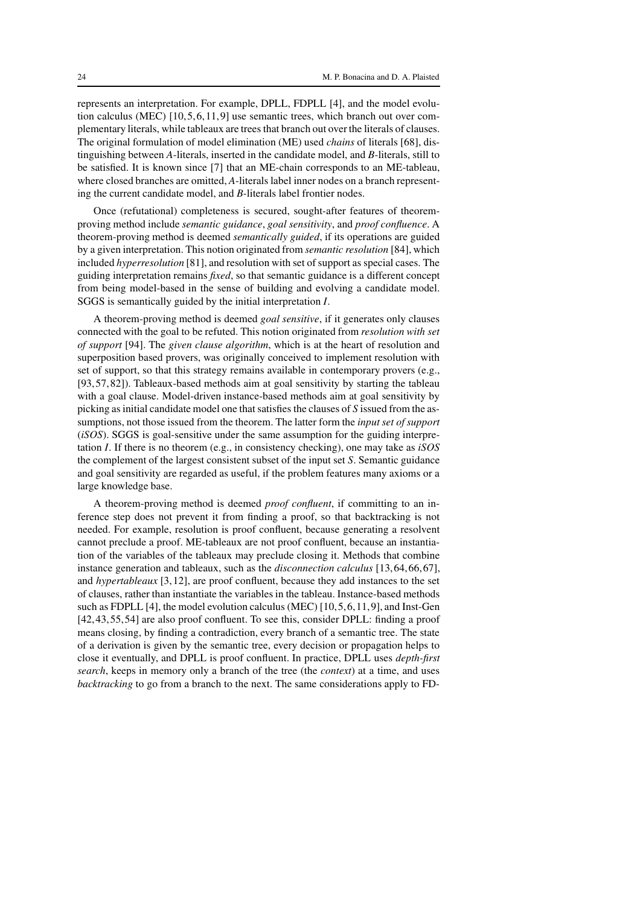represents an interpretation. For example, DPLL, FDPLL [4], and the model evolution calculus (MEC) [10,5,6,11,9] use semantic trees, which branch out over complementary literals, while tableaux are trees that branch out over the literals of clauses. The original formulation of model elimination (ME) used *chains* of literals [68], distinguishing between *A*-literals, inserted in the candidate model, and *B*-literals, still to be satisfied. It is known since [7] that an ME-chain corresponds to an ME-tableau, where closed branches are omitted, *A*-literals label inner nodes on a branch representing the current candidate model, and *B*-literals label frontier nodes.

Once (refutational) completeness is secured, sought-after features of theorem-proving method include *semantic guidance*, *goal sensitivity*, and *proof confluence*. A theorem-proving method is deemed *semantically guided*, if its operations are guided by a given interpretation. This notion originated from *semantic resolution* [84], which included *hyperresolution* [81], and resolution with set of support as special cases. The guiding interpretation remains *fixed*, so that semantic guidance is a different concept from being model-based in the sense of building and evolving a candidate model. SGGS is semantically guided by the initial interpretation $I$.

A theorem-proving method is deemed *goal sensitive*, if it generates only clauses connected with the goal to be refuted. This notion originated from *resolution with set of support* [94]. The *given clause algorithm*, which is at the heart of resolution and superposition based provers, was originally conceived to implement resolution with set of support, so that this strategy remains available in contemporary provers (e.g., [93,57,82]). Tableaux-based methods aim at goal sensitivity by starting the tableau with a goal clause. Model-driven instance-based methods aim at goal sensitivity by picking as initial candidate model one that satisfies the clauses of $S$ issued from the assumptions, not those issued from the theorem. The latter form the *input set of support* (*iSOS*). SGGS is goal-sensitive under the same assumption for the guiding interpretation $I$. If there is no theorem (e.g., in consistency checking), one may take as *iSOS* the complement of the largest consistent subset of the input set $S$. Semantic guidance and goal sensitivity are regarded as useful, if the problem features many axioms or a large knowledge base.

A theorem-proving method is deemed *proof confluent*, if committing to an inference step does not prevent it from finding a proof, so that backtracking is not needed. For example, resolution is proof confluent, because generating a resolvent cannot preclude a proof. ME-tableaux are not proof confluent, because an instantiation of the variables of the tableaux may preclude closing it. Methods that combine instance generation and tableaux, such as the *disconnection calculus* [13,64,66,67], and *hypertableaux* [3,12], are proof confluent, because they add instances to the set of clauses, rather than instantiate the variables in the tableau. Instance-based methods such as FDPLL [4], the model evolution calculus (MEC) [10,5,6,11,9], and Inst-Gen [42,43,55,54] are also proof confluent. To see this, consider DPLL: finding a proof means closing, by finding a contradiction, every branch of a semantic tree. The state of a derivation is given by the semantic tree, every decision or propagation helps to close it eventually, and DPLL is proof confluent. In practice, DPLL uses *depth-first search*, keeps in memory only a branch of the tree (the *context*) at a time, and uses *backtracking* to go from a branch to the next. The same considerations apply to FD-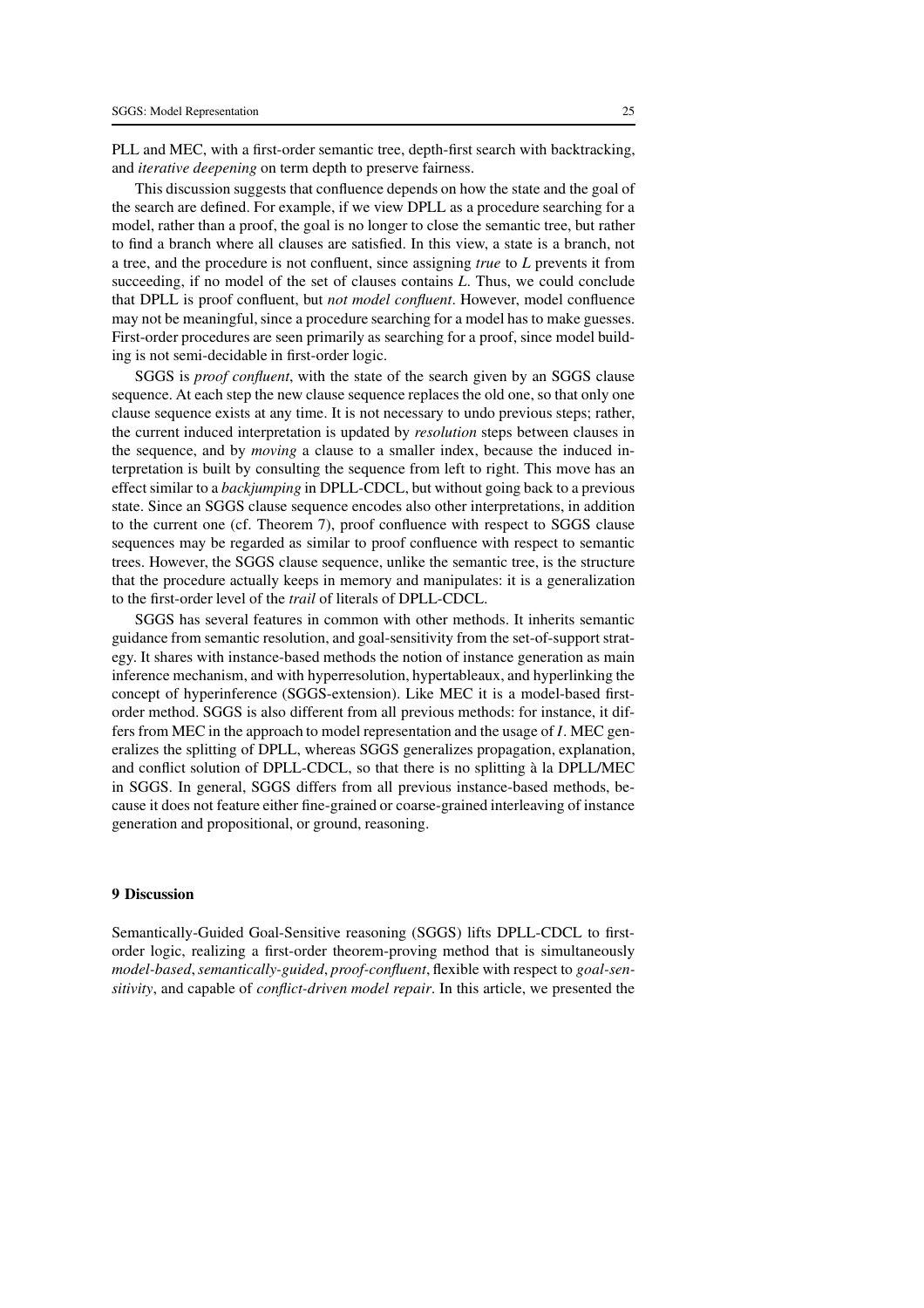PLL and MEC, with a first-order semantic tree, depth-first search with backtracking, and *iterative deepening* on term depth to preserve fairness.

This discussion suggests that confluence depends on how the state and the goal of the search are defined. For example, if we view DPLL as a procedure searching for a model, rather than a proof, the goal is no longer to close the semantic tree, but rather to find a branch where all clauses are satisfied. In this view, a state is a branch, not a tree, and the procedure is not confluent, since assigning *true* to $L$ prevents it from succeeding, if no model of the set of clauses contains $L$. Thus, we could conclude that DPLL is proof confluent, but *not model confluent*. However, model confluence may not be meaningful, since a procedure searching for a model has to make guesses. First-order procedures are seen primarily as searching for a proof, since model building is not semi-decidable in first-order logic.

SGGS is *proof confluent*, with the state of the search given by an SGGS clause sequence. At each step the new clause sequence replaces the old one, so that only one clause sequence exists at any time. It is not necessary to undo previous steps; rather, the current induced interpretation is updated by *resolution* steps between clauses in the sequence, and by *moving* a clause to a smaller index, because the induced interpretation is built by consulting the sequence from left to right. This move has an effect similar to a *backjumping* in DPLL-CDCL, but without going back to a previous state. Since an SGGS clause sequence encodes also other interpretations, in addition to the current one (cf. Theorem 7), proof confluence with respect to SGGS clause sequences may be regarded as similar to proof confluence with respect to semantic trees. However, the SGGS clause sequence, unlike the semantic tree, is the structure that the procedure actually keeps in memory and manipulates: it is a generalization to the first-order level of the *trail* of literals of DPLL-CDCL.

SGGS has several features in common with other methods. It inherits semantic guidance from semantic resolution, and goal-sensitivity from the set-of-support strategy. It shares with instance-based methods the notion of instance generation as main inference mechanism, and with hyperresolution, hypertableaux, and hyperlinking the concept of hyperinference (SGGS-extension). Like MEC it is a model-based first-order method. SGGS is also different from all previous methods: for instance, it differs from MEC in the approach to model representation and the usage of $I$. MEC generalizes the splitting of DPLL, whereas SGGS generalizes propagation, explanation, and conflict solution of DPLL-CDCL, so that there is no splitting à la DPLL/MEC in SGGS. In general, SGGS differs from all previous instance-based methods, because it does not feature either fine-grained or coarse-grained interleaving of instance generation and propositional, or ground, reasoning.

## 9 Discussion

Semantically-Guided Goal-Sensitive reasoning (SGGS) lifts DPLL-CDCL to first-order logic, realizing a first-order theorem-proving method that is simultaneously *model-based*, *semantically-guided*, *proof-confluent*, flexible with respect to *goal-sensitivity*, and capable of *conflict-driven model repair*. In this article, we presented the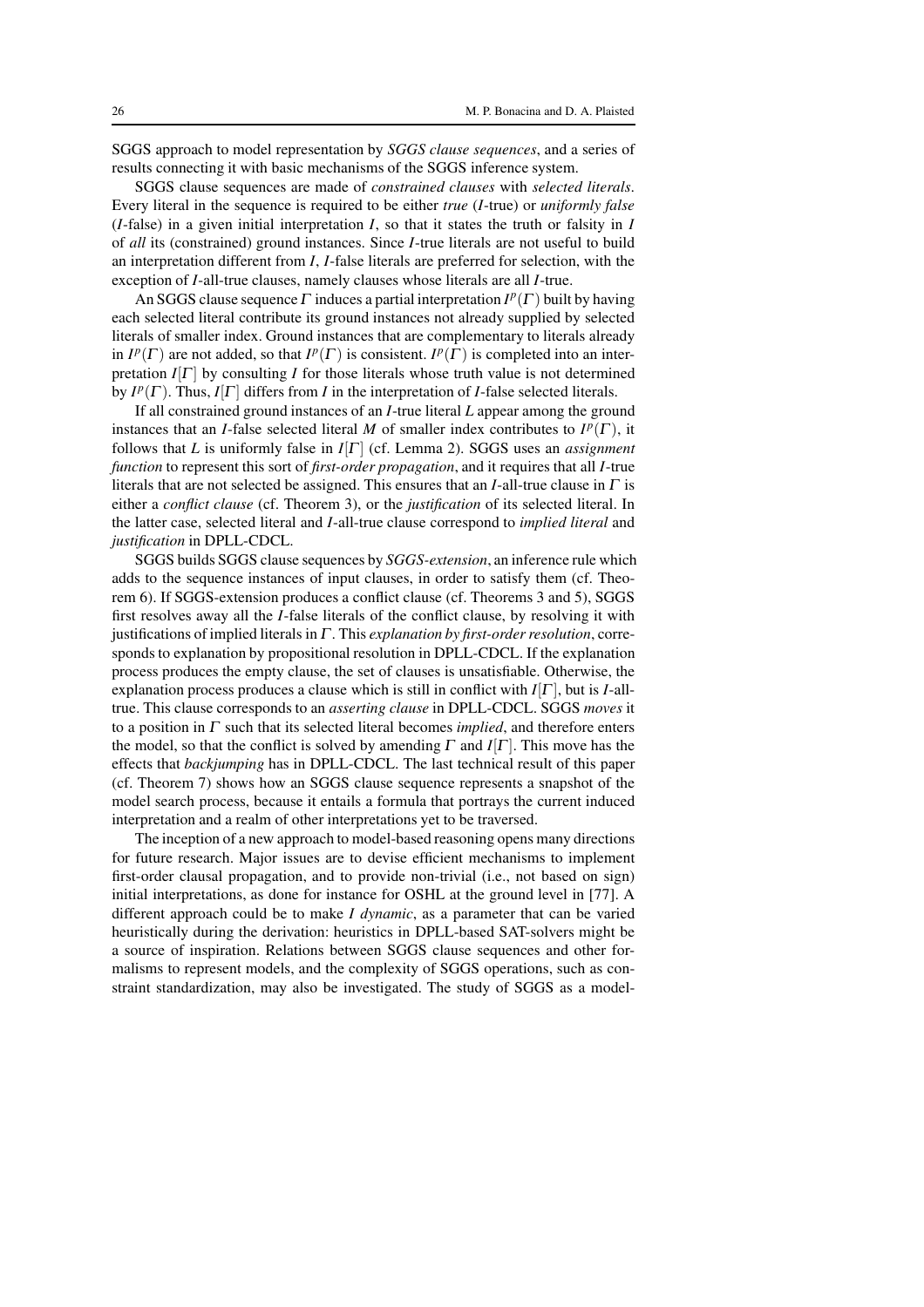SGGS approach to model representation by *SGGS clause sequences*, and a series of results connecting it with basic mechanisms of the SGGS inference system.

SGGS clause sequences are made of *constrained clauses* with *selected literals*. Every literal in the sequence is required to be either *true* ($I$-true) or *uniformly false* ($I$-false) in a given initial interpretation $I$, so that it states the truth or falsity in $I$ of *all* its (constrained) ground instances. Since $I$-true literals are not useful to build an interpretation different from $I$, $I$-false literals are preferred for selection, with the exception of $I$-all-true clauses, namely clauses whose literals are all $I$-true.

An SGGS clause sequence $\Gamma$ induces a partial interpretation $I^p(\Gamma)$ built by having each selected literal contribute its ground instances not already supplied by selected literals of smaller index. Ground instances that are complementary to literals already in $I^p(\Gamma)$ are not added, so that $I^p(\Gamma)$ is consistent. $I^p(\Gamma)$ is completed into an interpretation $I[\Gamma]$ by consulting $I$ for those literals whose truth value is not determined by $I^p(\Gamma)$. Thus, $I[\Gamma]$ differs from $I$ in the interpretation of $I$-false selected literals.

If all constrained ground instances of an $I$-true literal $L$ appear among the ground instances that an $I$-false selected literal $M$ of smaller index contributes to $I^p(\Gamma)$, it follows that $L$ is uniformly false in $I[\Gamma]$ (cf. Lemma 2). SGGS uses an *assignment function* to represent this sort of *first-order propagation*, and it requires that all $I$-true literals that are not selected be assigned. This ensures that an $I$-all-true clause in $\Gamma$ is either a *conflict clause* (cf. Theorem 3), or the *justification* of its selected literal. In the latter case, selected literal and $I$-all-true clause correspond to *implied literal* and *justification* in DPLL-CDCL.

SGGS builds SGGS clause sequences by *SGGS-extension*, an inference rule which adds to the sequence instances of input clauses, in order to satisfy them (cf. Theorem 6). If SGGS-extension produces a conflict clause (cf. Theorems 3 and 5), SGGS first resolves away all the $I$-false literals of the conflict clause, by resolving it with justifications of implied literals in $\Gamma$. This *explanation by first-order resolution*, corresponds to explanation by propositional resolution in DPLL-CDCL. If the explanation process produces the empty clause, the set of clauses is unsatisfiable. Otherwise, the explanation process produces a clause which is still in conflict with $I[\Gamma]$, but is $I$-all-true. This clause corresponds to an *asserting clause* in DPLL-CDCL. SGGS *moves* it to a position in $\Gamma$ such that its selected literal becomes *implied*, and therefore enters the model, so that the conflict is solved by amending $\Gamma$ and $I[\Gamma]$. This move has the effects that *backjumping* has in DPLL-CDCL. The last technical result of this paper (cf. Theorem 7) shows how an SGGS clause sequence represents a snapshot of the model search process, because it entails a formula that portrays the current induced interpretation and a realm of other interpretations yet to be traversed.

The inception of a new approach to model-based reasoning opens many directions for future research. Major issues are to devise efficient mechanisms to implement first-order clausal propagation, and to provide non-trivial (i.e., not based on sign) initial interpretations, as done for instance for OSHL at the ground level in [77]. A different approach could be to make $I$ *dynamic*, as a parameter that can be varied heuristically during the derivation: heuristics in DPLL-based SAT-solvers might be a source of inspiration. Relations between SGGS clause sequences and other formalisms to represent models, and the complexity of SGGS operations, such as constraint standardization, may also be investigated. The study of SGGS as a model-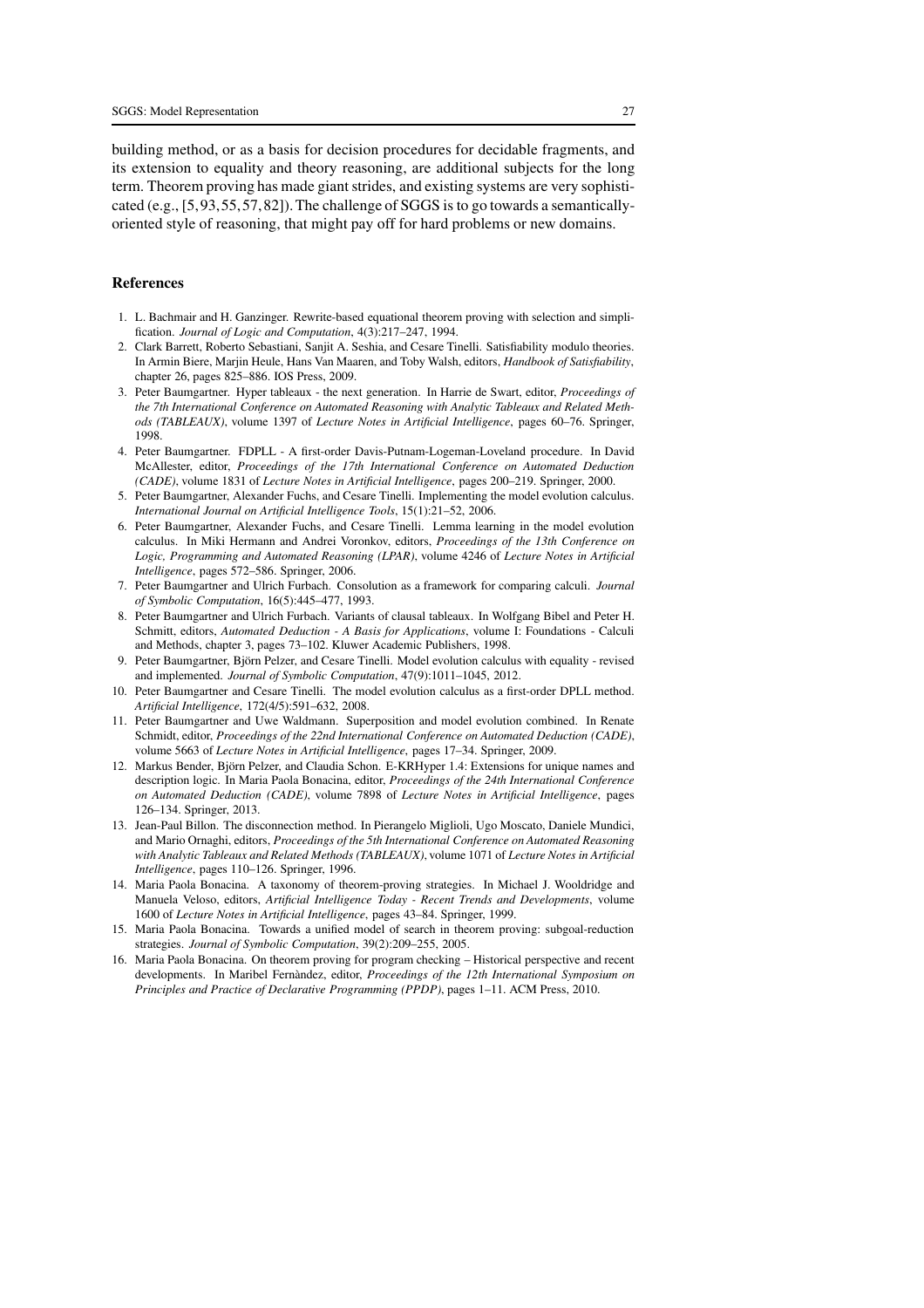building method, or as a basis for decision procedures for decidable fragments, and its extension to equality and theory reasoning, are additional subjects for the long term. Theorem proving has made giant strides, and existing systems are very sophisticated (e.g., [5, 93, 55, 57, 82]). The challenge of SGGS is to go towards a semantically-oriented style of reasoning, that might pay off for hard problems or new domains.

## References

1. L. Bachmair and H. Ganzinger. Rewrite-based equational theorem proving with selection and simplification. *Journal of Logic and Computation*, 4(3):217–247, 1994.
2. Clark Barrett, Roberto Sebastiani, Sanjit A. Seshia, and Cesare Tinelli. Satisfiability modulo theories. In Armin Biere, Marjin Heule, Hans Van Maaren, and Toby Walsh, editors, *Handbook of Satisfiability*, chapter 26, pages 825–886. IOS Press, 2009.
3. Peter Baumgartner. Hyper tableaux - the next generation. In Harrie de Swart, editor, *Proceedings of the 7th International Conference on Automated Reasoning with Analytic Tableaux and Related Methods (TABLEAUX)*, volume 1397 of *Lecture Notes in Artificial Intelligence*, pages 60–76. Springer, 1998.
4. Peter Baumgartner. FDPLL - A first-order Davis-Putnam-Logeman-Loveland procedure. In David McAllester, editor, *Proceedings of the 17th International Conference on Automated Deduction (CADE)*, volume 1831 of *Lecture Notes in Artificial Intelligence*, pages 200–219. Springer, 2000.
5. Peter Baumgartner, Alexander Fuchs, and Cesare Tinelli. Implementing the model evolution calculus. *International Journal on Artificial Intelligence Tools*, 15(1):21–52, 2006.
6. Peter Baumgartner, Alexander Fuchs, and Cesare Tinelli. Lemma learning in the model evolution calculus. In Miki Hermann and Andrei Voronkov, editors, *Proceedings of the 13th Conference on Logic, Programming and Automated Reasoning (LPAR)*, volume 4246 of *Lecture Notes in Artificial Intelligence*, pages 572–586. Springer, 2006.
7. Peter Baumgartner and Ulrich Furbach. Consolution as a framework for comparing calculi. *Journal of Symbolic Computation*, 16(5):445–477, 1993.
8. Peter Baumgartner and Ulrich Furbach. Variants of clausal tableaux. In Wolfgang Bibel and Peter H. Schmitt, editors, *Automated Deduction - A Basis for Applications*, volume I: Foundations - Calculi and Methods, chapter 3, pages 73–102. Kluwer Academic Publishers, 1998.
9. Peter Baumgartner, Björn Pelzer, and Cesare Tinelli. Model evolution calculus with equality - revised and implemented. *Journal of Symbolic Computation*, 47(9):1011–1045, 2012.
10. Peter Baumgartner and Cesare Tinelli. The model evolution calculus as a first-order DPLL method. *Artificial Intelligence*, 172(4/5):591–632, 2008.
11. Peter Baumgartner and Uwe Waldmann. Superposition and model evolution combined. In Renate Schmidt, editor, *Proceedings of the 22nd International Conference on Automated Deduction (CADE)*, volume 5663 of *Lecture Notes in Artificial Intelligence*, pages 17–34. Springer, 2009.
12. Markus Bender, Björn Pelzer, and Claudia Schon. E-KRHyper 1.4: Extensions for unique names and description logic. In Maria Paola Bonacina, editor, *Proceedings of the 24th International Conference on Automated Deduction (CADE)*, volume 7898 of *Lecture Notes in Artificial Intelligence*, pages 126–134. Springer, 2013.
13. Jean-Paul Billon. The disconnection method. In Pierangelo Miglioli, Ugo Moscato, Daniele Mundici, and Mario Ornaghi, editors, *Proceedings of the 5th International Conference on Automated Reasoning with Analytic Tableaux and Related Methods (TABLEAUX)*, volume 1071 of *Lecture Notes in Artificial Intelligence*, pages 110–126. Springer, 1996.
14. Maria Paola Bonacina. A taxonomy of theorem-proving strategies. In Michael J. Wooldridge and Manuela Veloso, editors, *Artificial Intelligence Today - Recent Trends and Developments*, volume 1600 of *Lecture Notes in Artificial Intelligence*, pages 43–84. Springer, 1999.
15. Maria Paola Bonacina. Towards a unified model of search in theorem proving: subgoal-reduction strategies. *Journal of Symbolic Computation*, 39(2):209–255, 2005.
16. Maria Paola Bonacina. On theorem proving for program checking – Historical perspective and recent developments. In Maribel Fernàndez, editor, *Proceedings of the 12th International Symposium on Principles and Practice of Declarative Programming (PPDP)*, pages 1–11. ACM Press, 2010.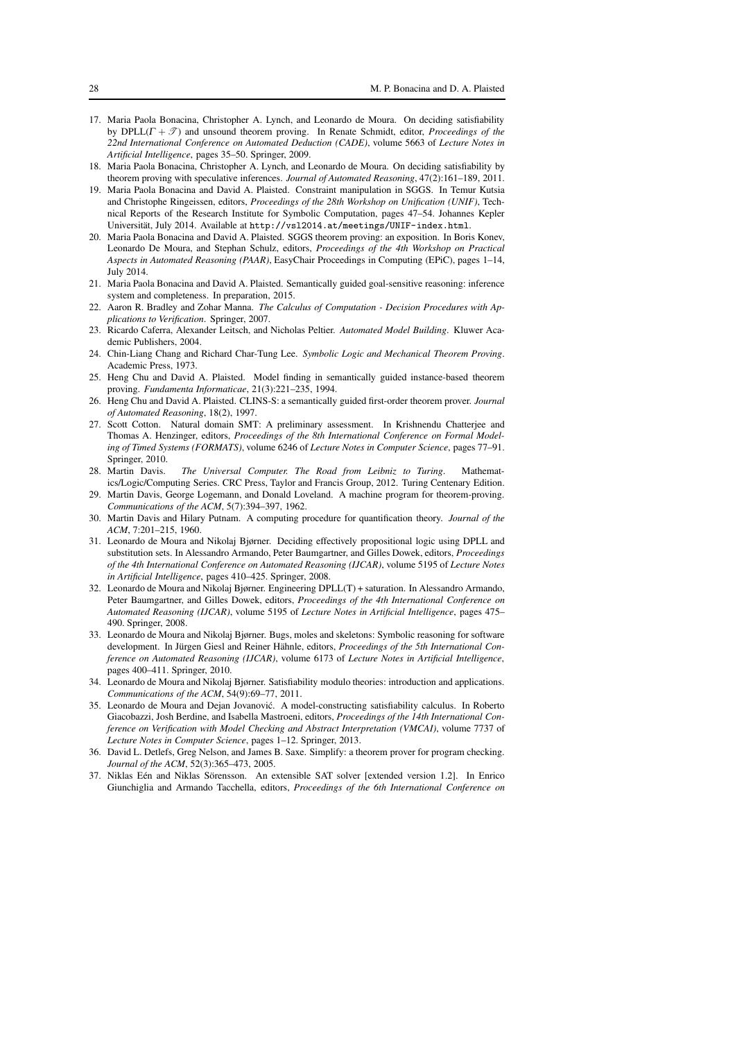17. Maria Paola Bonacina, Christopher A. Lynch, and Leonardo de Moura. On deciding satisfiability by DPLL($\Gamma + \mathscr{T}$) and unsound theorem proving. In Renate Schmidt, editor, *Proceedings of the 22nd International Conference on Automated Deduction (CADE)*, volume 5663 of *Lecture Notes in Artificial Intelligence*, pages 35–50. Springer, 2009.
18. Maria Paola Bonacina, Christopher A. Lynch, and Leonardo de Moura. On deciding satisfiability by theorem proving with speculative inferences. *Journal of Automated Reasoning*, 47(2):161–189, 2011.
19. Maria Paola Bonacina and David A. Plaisted. Constraint manipulation in SGGS. In Temur Kutsia and Christophe Ringeissen, editors, *Proceedings of the 28th Workshop on Unification (UNIF)*, Technical Reports of the Research Institute for Symbolic Computation, pages 47–54. Johannes Kepler Universität, July 2014. Available at `http://vsl2014.at/meetings/UNIF-index.html`.
20. Maria Paola Bonacina and David A. Plaisted. SGGS theorem proving: an exposition. In Boris Konev, Leonardo De Moura, and Stephan Schulz, editors, *Proceedings of the 4th Workshop on Practical Aspects in Automated Reasoning (PAAR)*, EasyChair Proceedings in Computing (EPiC), pages 1–14, July 2014.
21. Maria Paola Bonacina and David A. Plaisted. Semantically guided goal-sensitive reasoning: inference system and completeness. In preparation, 2015.
22. Aaron R. Bradley and Zohar Manna. *The Calculus of Computation - Decision Procedures with Applications to Verification*. Springer, 2007.
23. Ricardo Caferra, Alexander Leitsch, and Nicholas Peltier. *Automated Model Building*. Kluwer Academic Publishers, 2004.
24. Chin-Liang Chang and Richard Char-Tung Lee. *Symbolic Logic and Mechanical Theorem Proving*. Academic Press, 1973.
25. Heng Chu and David A. Plaisted. Model finding in semantically guided instance-based theorem proving. *Fundamenta Informaticae*, 21(3):221–235, 1994.
26. Heng Chu and David A. Plaisted. CLINS-S: a semantically guided first-order theorem prover. *Journal of Automated Reasoning*, 18(2), 1997.
27. Scott Cotton. Natural domain SMT: A preliminary assessment. In Krishnendu Chatterjee and Thomas A. Henzinger, editors, *Proceedings of the 8th International Conference on Formal Modeling of Timed Systems (FORMATS)*, volume 6246 of *Lecture Notes in Computer Science*, pages 77–91. Springer, 2010.
28. Martin Davis. *The Universal Computer. The Road from Leibniz to Turing*. Mathematics/Logic/Computing Series. CRC Press, Taylor and Francis Group, 2012. Turing Centenary Edition.
29. Martin Davis, George Logemann, and Donald Loveland. A machine program for theorem-proving. *Communications of the ACM*, 5(7):394–397, 1962.
30. Martin Davis and Hilary Putnam. A computing procedure for quantification theory. *Journal of the ACM*, 7:201–215, 1960.
31. Leonardo de Moura and Nikolaj Bjørner. Deciding effectively propositional logic using DPLL and substitution sets. In Alessandro Armando, Peter Baumgartner, and Gilles Dowek, editors, *Proceedings of the 4th International Conference on Automated Reasoning (IJCAR)*, volume 5195 of *Lecture Notes in Artificial Intelligence*, pages 410–425. Springer, 2008.
32. Leonardo de Moura and Nikolaj Bjørner. Engineering DPLL(T) + saturation. In Alessandro Armando, Peter Baumgartner, and Gilles Dowek, editors, *Proceedings of the 4th International Conference on Automated Reasoning (IJCAR)*, volume 5195 of *Lecture Notes in Artificial Intelligence*, pages 475–490. Springer, 2008.
33. Leonardo de Moura and Nikolaj Bjørner. Bugs, moles and skeletons: Symbolic reasoning for software development. In Jürgen Giesl and Reiner Hähnle, editors, *Proceedings of the 5th International Conference on Automated Reasoning (IJCAR)*, volume 6173 of *Lecture Notes in Artificial Intelligence*, pages 400–411. Springer, 2010.
34. Leonardo de Moura and Nikolaj Bjørner. Satisfiability modulo theories: introduction and applications. *Communications of the ACM*, 54(9):69–77, 2011.
35. Leonardo de Moura and Dejan Jovanović. A model-constructing satisfiability calculus. In Roberto Giacobazzi, Josh Berdine, and Isabella Mastroeni, editors, *Proceedings of the 14th International Conference on Verification with Model Checking and Abstract Interpretation (VMCAI)*, volume 7737 of *Lecture Notes in Computer Science*, pages 1–12. Springer, 2013.
36. David L. Detlefs, Greg Nelson, and James B. Saxe. Simplify: a theorem prover for program checking. *Journal of the ACM*, 52(3):365–473, 2005.
37. Niklas Eén and Niklas Sörensson. An extensible SAT solver [extended version 1.2]. In Enrico Giunchiglia and Armando Tacchella, editors, *Proceedings of the 6th International Conference on*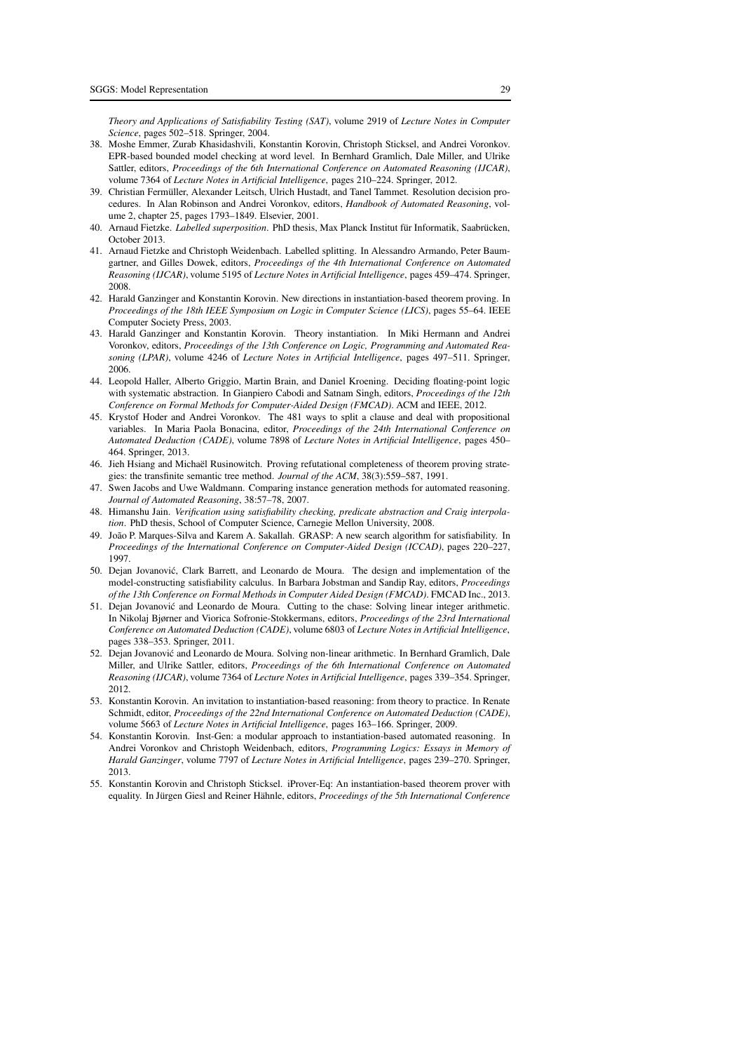*Theory and Applications of Satisfiability Testing (SAT)*, volume 2919 of *Lecture Notes in Computer Science*, pages 502–518. Springer, 2004.

38. Moshe Emmer, Zurab Khasidashvili, Konstantin Korovin, Christoph Sticksel, and Andrei Voronkov. EPR-based bounded model checking at word level. In Bernhard Gramlich, Dale Miller, and Ulrike Sattler, editors, *Proceedings of the 6th International Conference on Automated Reasoning (IJCAR)*, volume 7364 of *Lecture Notes in Artificial Intelligence*, pages 210–224. Springer, 2012.
39. Christian Fermüller, Alexander Leitsch, Ulrich Hustadt, and Tanel Tammet. Resolution decision procedures. In Alan Robinson and Andrei Voronkov, editors, *Handbook of Automated Reasoning*, volume 2, chapter 25, pages 1793–1849. Elsevier, 2001.
40. Arnaud Fietzke. *Labelled superposition*. PhD thesis, Max Planck Institut für Informatik, Saabrücken, October 2013.
41. Arnaud Fietzke and Christoph Weidenbach. Labelled splitting. In Alessandro Armando, Peter Baumgartner, and Gilles Dowek, editors, *Proceedings of the 4th International Conference on Automated Reasoning (IJCAR)*, volume 5195 of *Lecture Notes in Artificial Intelligence*, pages 459–474. Springer, 2008.
42. Harald Ganzinger and Konstantin Korovin. New directions in instantiation-based theorem proving. In *Proceedings of the 18th IEEE Symposium on Logic in Computer Science (LICS)*, pages 55–64. IEEE Computer Society Press, 2003.
43. Harald Ganzinger and Konstantin Korovin. Theory instantiation. In Miki Hermann and Andrei Voronkov, editors, *Proceedings of the 13th Conference on Logic, Programming and Automated Reasoning (LPAR)*, volume 4246 of *Lecture Notes in Artificial Intelligence*, pages 497–511. Springer, 2006.
44. Leopold Haller, Alberto Griggio, Martin Brain, and Daniel Kroening. Deciding floating-point logic with systematic abstraction. In Gianpiero Cabodi and Satnam Singh, editors, *Proceedings of the 12th Conference on Formal Methods for Computer-Aided Design (FMCAD)*. ACM and IEEE, 2012.
45. Krystof Hoder and Andrei Voronkov. The 481 ways to split a clause and deal with propositional variables. In Maria Paola Bonacina, editor, *Proceedings of the 24th International Conference on Automated Deduction (CADE)*, volume 7898 of *Lecture Notes in Artificial Intelligence*, pages 450–464. Springer, 2013.
46. Jieh Hsiang and Michaël Rusinowitch. Proving refutational completeness of theorem proving strategies: the transfinite semantic tree method. *Journal of the ACM*, 38(3):559–587, 1991.
47. Swen Jacobs and Uwe Waldmann. Comparing instance generation methods for automated reasoning. *Journal of Automated Reasoning*, 38:57–78, 2007.
48. Himanshu Jain. *Verification using satisfiability checking, predicate abstraction and Craig interpolation*. PhD thesis, School of Computer Science, Carnegie Mellon University, 2008.
49. João P. Marques-Silva and Karem A. Sakallah. GRASP: A new search algorithm for satisfiability. In *Proceedings of the International Conference on Computer-Aided Design (ICCAD)*, pages 220–227, 1997.
50. Dejan Jovanović, Clark Barrett, and Leonardo de Moura. The design and implementation of the model-constructing satisfiability calculus. In Barbara Jobstman and Sandip Ray, editors, *Proceedings of the 13th Conference on Formal Methods in Computer Aided Design (FMCAD)*. FMCAD Inc., 2013.
51. Dejan Jovanović and Leonardo de Moura. Cutting to the chase: Solving linear integer arithmetic. In Nikolaj Bjørner and Viorica Sofronie-Stokkermans, editors, *Proceedings of the 23rd International Conference on Automated Deduction (CADE)*, volume 6803 of *Lecture Notes in Artificial Intelligence*, pages 338–353. Springer, 2011.
52. Dejan Jovanović and Leonardo de Moura. Solving non-linear arithmetic. In Bernhard Gramlich, Dale Miller, and Ulrike Sattler, editors, *Proceedings of the 6th International Conference on Automated Reasoning (IJCAR)*, volume 7364 of *Lecture Notes in Artificial Intelligence*, pages 339–354. Springer, 2012.
53. Konstantin Korovin. An invitation to instantiation-based reasoning: from theory to practice. In Renate Schmidt, editor, *Proceedings of the 22nd International Conference on Automated Deduction (CADE)*, volume 5663 of *Lecture Notes in Artificial Intelligence*, pages 163–166. Springer, 2009.
54. Konstantin Korovin. Inst-Gen: a modular approach to instantiation-based automated reasoning. In Andrei Voronkov and Christoph Weidenbach, editors, *Programming Logics: Essays in Memory of Harald Ganzinger*, volume 7797 of *Lecture Notes in Artificial Intelligence*, pages 239–270. Springer, 2013.
55. Konstantin Korovin and Christoph Sticksel. iProver-Eq: An instantiation-based theorem prover with equality. In Jürgen Giesl and Reiner Hähnle, editors, *Proceedings of the 5th International Conference*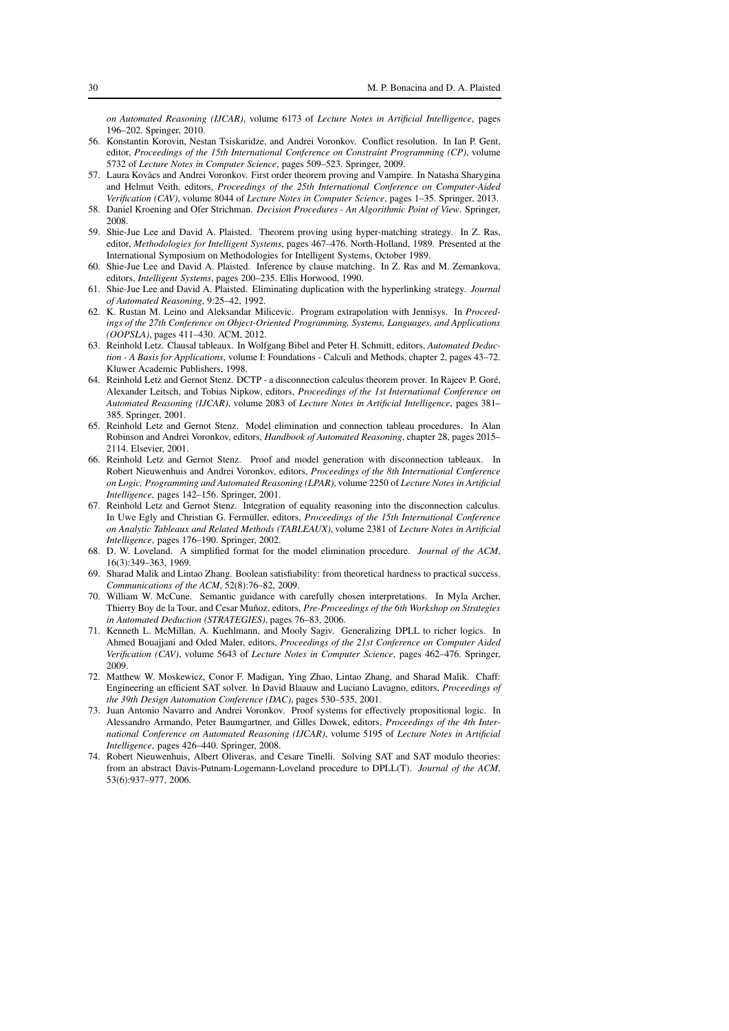*on Automated Reasoning (IJCAR)*, volume 6173 of *Lecture Notes in Artificial Intelligence*, pages 196–202. Springer, 2010.

56. Konstantin Korovin, Nestan Tsiskaridze, and Andrei Voronkov. Conflict resolution. In Ian P. Gent, editor, *Proceedings of the 15th International Conference on Constraint Programming (CP)*, volume 5732 of *Lecture Notes in Computer Science*, pages 509–523. Springer, 2009.
57. Laura Kovàcs and Andrei Voronkov. First order theorem proving and Vampire. In Natasha Sharygina and Helmut Veith, editors, *Proceedings of the 25th International Conference on Computer-Aided Verification (CAV)*, volume 8044 of *Lecture Notes in Computer Science*, pages 1–35. Springer, 2013.
58. Daniel Kroening and Ofer Strichman. *Decision Procedures - An Algorithmic Point of View*. Springer, 2008.
59. Shie-Jue Lee and David A. Plaisted. Theorem proving using hyper-matching strategy. In Z. Ras, editor, *Methodologies for Intelligent Systems*, pages 467–476. North-Holland, 1989. Presented at the International Symposium on Methodologies for Intelligent Systems, October 1989.
60. Shie-Jue Lee and David A. Plaisted. Inference by clause matching. In Z. Ras and M. Zemankova, editors, *Intelligent Systems*, pages 200–235. Ellis Horwood, 1990.
61. Shie-Jue Lee and David A. Plaisted. Eliminating duplication with the hyperlinking strategy. *Journal of Automated Reasoning*, 9:25–42, 1992.
62. K. Rustan M. Leino and Aleksandar Milicevic. Program extrapolation with Jennisys. In *Proceedings of the 27th Conference on Object-Oriented Programming, Systems, Languages, and Applications (OOPSLA)*, pages 411–430. ACM, 2012.
63. Reinhold Letz. Clausal tableaux. In Wolfgang Bibel and Peter H. Schmitt, editors, *Automated Deduction - A Basis for Applications*, volume I: Foundations - Calculi and Methods, chapter 2, pages 43–72. Kluwer Academic Publishers, 1998.
64. Reinhold Letz and Gernot Stenz. DCTP - a disconnection calculus theorem prover. In Rajeev P. Goré, Alexander Leitsch, and Tobias Nipkow, editors, *Proceedings of the 1st International Conference on Automated Reasoning (IJCAR)*, volume 2083 of *Lecture Notes in Artificial Intelligence*, pages 381–385. Springer, 2001.
65. Reinhold Letz and Gernot Stenz. Model elimination and connection tableau procedures. In Alan Robinson and Andrei Voronkov, editors, *Handbook of Automated Reasoning*, chapter 28, pages 2015–2114. Elsevier, 2001.
66. Reinhold Letz and Gernot Stenz. Proof and model generation with disconnection tableaux. In Robert Nieuwenhuis and Andrei Voronkov, editors, *Proceedings of the 8th International Conference on Logic, Programming and Automated Reasoning (LPAR)*, volume 2250 of *Lecture Notes in Artificial Intelligence*, pages 142–156. Springer, 2001.
67. Reinhold Letz and Gernot Stenz. Integration of equality reasoning into the disconnection calculus. In Uwe Egly and Christian G. Fermüller, editors, *Proceedings of the 15th International Conference on Analytic Tableaux and Related Methods (TABLEAUX)*, volume 2381 of *Lecture Notes in Artificial Intelligence*, pages 176–190. Springer, 2002.
68. D. W. Loveland. A simplified format for the model elimination procedure. *Journal of the ACM*, 16(3):349–363, 1969.
69. Sharad Malik and Lintao Zhang. Boolean satisfiability: from theoretical hardness to practical success. *Communications of the ACM*, 52(8):76–82, 2009.
70. William W. McCune. Semantic guidance with carefully chosen interpretations. In Myla Archer, Thierry Boy de la Tour, and Cesar Muñoz, editors, *Pre-Proceedings of the 6th Workshop on Strategies in Automated Deduction (STRATEGIES)*, pages 76–83, 2006.
71. Kenneth L. McMillan, A. Kuehlmann, and Mooly Sagiv. Generalizing DPLL to richer logics. In Ahmed Bouajjani and Oded Maler, editors, *Proceedings of the 21st Conference on Computer Aided Verification (CAV)*, volume 5643 of *Lecture Notes in Computer Science*, pages 462–476. Springer, 2009.
72. Matthew W. Moskewicz, Conor F. Madigan, Ying Zhao, Lintao Zhang, and Sharad Malik. Chaff: Engineering an efficient SAT solver. In David Blaauw and Luciano Lavagno, editors, *Proceedings of the 39th Design Automation Conference (DAC)*, pages 530–535, 2001.
73. Juan Antonio Navarro and Andrei Voronkov. Proof systems for effectively propositional logic. In Alessandro Armando, Peter Baumgartner, and Gilles Dowek, editors, *Proceedings of the 4th International Conference on Automated Reasoning (IJCAR)*, volume 5195 of *Lecture Notes in Artificial Intelligence*, pages 426–440. Springer, 2008.
74. Robert Nieuwenhuis, Albert Oliveras, and Cesare Tinelli. Solving SAT and SAT modulo theories: from an abstract Davis-Putnam-Logemann-Loveland procedure to DPLL(T). *Journal of the ACM*, 53(6):937–977, 2006.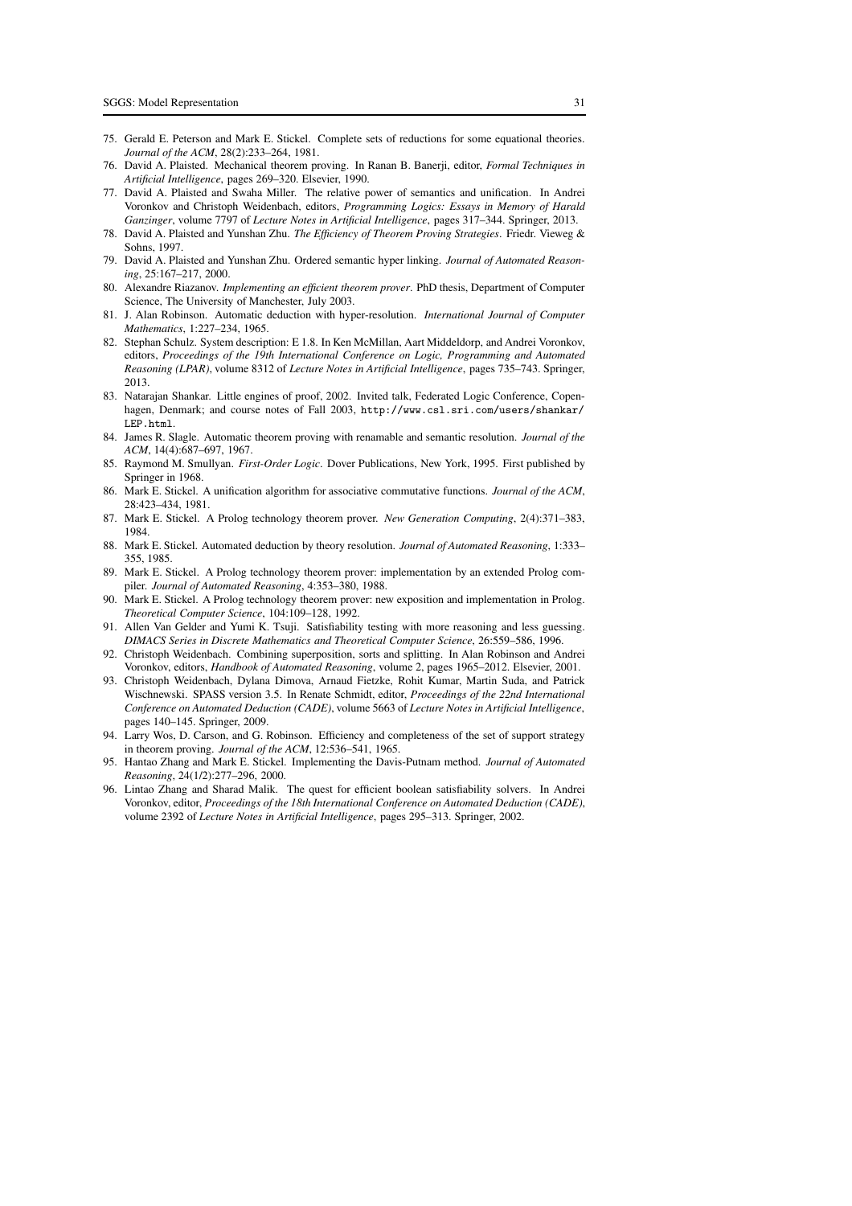75. Gerald E. Peterson and Mark E. Stickel. Complete sets of reductions for some equational theories. *Journal of the ACM*, 28(2):233–264, 1981.
76. David A. Plaisted. Mechanical theorem proving. In Ranan B. Banerji, editor, *Formal Techniques in Artificial Intelligence*, pages 269–320. Elsevier, 1990.
77. David A. Plaisted and Swaha Miller. The relative power of semantics and unification. In Andrei Voronkov and Christoph Weidenbach, editors, *Programming Logics: Essays in Memory of Harald Ganzinger*, volume 7797 of *Lecture Notes in Artificial Intelligence*, pages 317–344. Springer, 2013.
78. David A. Plaisted and Yunshan Zhu. *The Efficiency of Theorem Proving Strategies*. Friedr. Vieweg & Sohns, 1997.
79. David A. Plaisted and Yunshan Zhu. Ordered semantic hyper linking. *Journal of Automated Reasoning*, 25:167–217, 2000.
80. Alexandre Riazanov. *Implementing an efficient theorem prover*. PhD thesis, Department of Computer Science, The University of Manchester, July 2003.
81. J. Alan Robinson. Automatic deduction with hyper-resolution. *International Journal of Computer Mathematics*, 1:227–234, 1965.
82. Stephan Schulz. System description: E 1.8. In Ken McMillan, Aart Middeldorp, and Andrei Voronkov, editors, *Proceedings of the 19th International Conference on Logic, Programming and Automated Reasoning (LPAR)*, volume 8312 of *Lecture Notes in Artificial Intelligence*, pages 735–743. Springer, 2013.
83. Natarajan Shankar. Little engines of proof, 2002. Invited talk, Federated Logic Conference, Copenhagen, Denmark; and course notes of Fall 2003, `http://www.csl.sri.com/users/shankar/LEP.html`.
84. James R. Slagle. Automatic theorem proving with renamable and semantic resolution. *Journal of the ACM*, 14(4):687–697, 1967.
85. Raymond M. Smullyan. *First-Order Logic*. Dover Publications, New York, 1995. First published by Springer in 1968.
86. Mark E. Stickel. A unification algorithm for associative commutative functions. *Journal of the ACM*, 28:423–434, 1981.
87. Mark E. Stickel. A Prolog technology theorem prover. *New Generation Computing*, 2(4):371–383, 1984.
88. Mark E. Stickel. Automated deduction by theory resolution. *Journal of Automated Reasoning*, 1:333–355, 1985.
89. Mark E. Stickel. A Prolog technology theorem prover: implementation by an extended Prolog compiler. *Journal of Automated Reasoning*, 4:353–380, 1988.
90. Mark E. Stickel. A Prolog technology theorem prover: new exposition and implementation in Prolog. *Theoretical Computer Science*, 104:109–128, 1992.
91. Allen Van Gelder and Yumi K. Tsuji. Satisfiability testing with more reasoning and less guessing. *DIMACS Series in Discrete Mathematics and Theoretical Computer Science*, 26:559–586, 1996.
92. Christoph Weidenbach. Combining superposition, sorts and splitting. In Alan Robinson and Andrei Voronkov, editors, *Handbook of Automated Reasoning*, volume 2, pages 1965–2012. Elsevier, 2001.
93. Christoph Weidenbach, Dylana Dimova, Arnaud Fietzke, Rohit Kumar, Martin Suda, and Patrick Wischnewski. SPASS version 3.5. In Renate Schmidt, editor, *Proceedings of the 22nd International Conference on Automated Deduction (CADE)*, volume 5663 of *Lecture Notes in Artificial Intelligence*, pages 140–145. Springer, 2009.
94. Larry Wos, D. Carson, and G. Robinson. Efficiency and completeness of the set of support strategy in theorem proving. *Journal of the ACM*, 12:536–541, 1965.
95. Hantao Zhang and Mark E. Stickel. Implementing the Davis-Putnam method. *Journal of Automated Reasoning*, 24(1/2):277–296, 2000.
96. Lintao Zhang and Sharad Malik. The quest for efficient boolean satisfiability solvers. In Andrei Voronkov, editor, *Proceedings of the 18th International Conference on Automated Deduction (CADE)*, volume 2392 of *Lecture Notes in Artificial Intelligence*, pages 295–313. Springer, 2002.